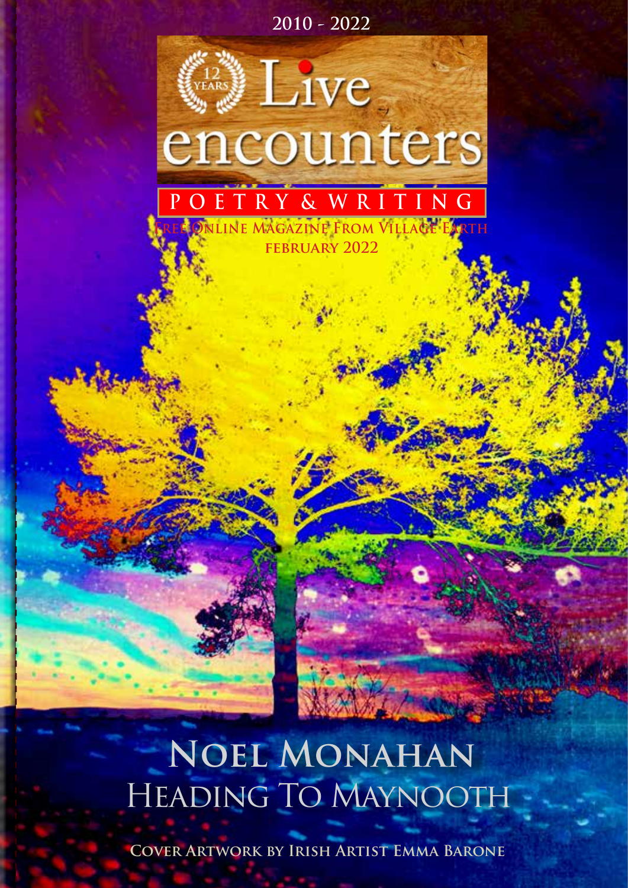2010 - 2022

12 YEARS

# Live encounters

## POETRY & WRITING

Free Online Magazine From Village Earth

February 2022

# Noel Monahan
## Heading To Maynooth

Cover Artwork by Irish Artist Emma Barone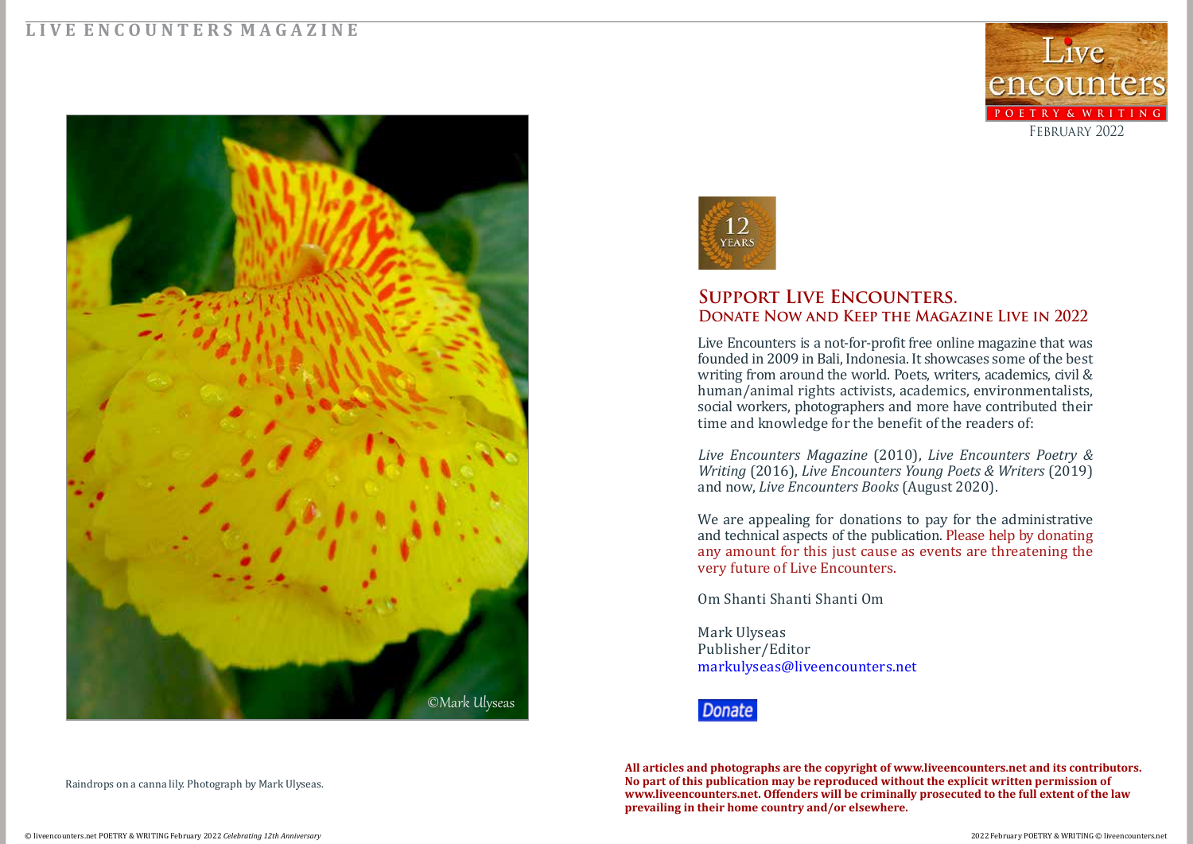Raindrops on a canna lily. Photograph by Mark Ulyseas.

## Support Live Encounters.
### Donate Now and Keep the Magazine Live in 2022

Live Encounters is a not-for-profit free online magazine that was founded in 2009 in Bali, Indonesia. It showcases some of the best writing from around the world. Poets, writers, academics, civil & human/animal rights activists, academics, environmentalists, social workers, photographers and more have contributed their time and knowledge for the benefit of the readers of:

*Live Encounters Magazine* (2010), *Live Encounters Poetry & Writing* (2016), *Live Encounters Young Poets & Writers* (2019) and now, *Live Encounters Books* (August 2020).

We are appealing for donations to pay for the administrative and technical aspects of the publication. Please help by donating any amount for this just cause as events are threatening the very future of Live Encounters.

Om Shanti Shanti Shanti Om

Mark Ulyseas
Publisher/Editor
markulyseas@liveencounters.net

Donate

**All articles and photographs are the copyright of www.liveencounters.net and its contributors. No part of this publication may be reproduced without the explicit written permission of www.liveencounters.net. Offenders will be criminally prosecuted to the full extent of the law prevailing in their home country and/or elsewhere.**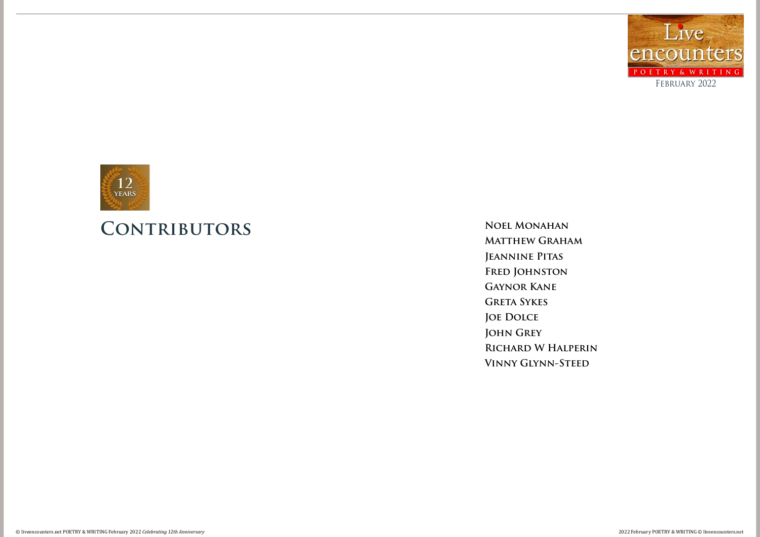# Contributors

Noel Monahan
Matthew Graham
Jeannine Pitas
Fred Johnston
Gaynor Kane
Greta Sykes
Joe Dolce
John Grey
Richard W Halperin
Vinny Glynn-Steed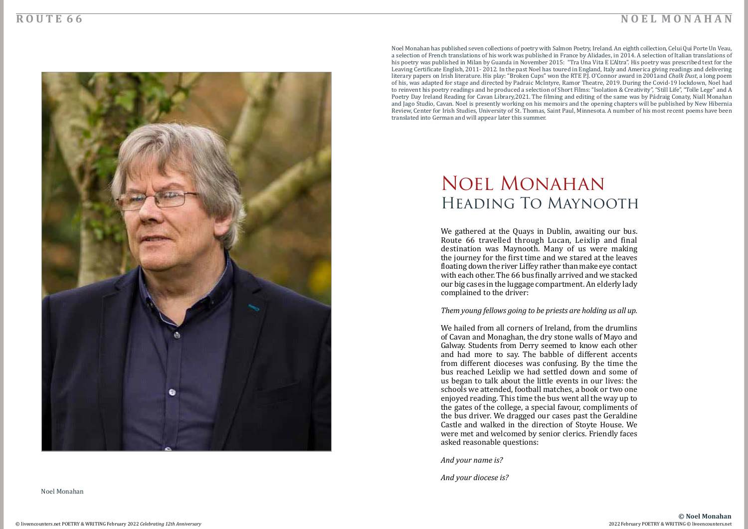Noel Monahan has published seven collections of poetry with Salmon Poetry, Ireland. An eighth collection, Celui Qui Porte Un Veau, a selection of French translations of his work was published in France by Alidades, in 2014. A selection of Italian translations of his poetry was published in Milan by Guanda in November 2015: "Tra Una Vita E L'Altra". His poetry was prescribed text for the Leaving Certificate English, 2011- 2012. In the past Noel has toured in England, Italy and America giving readings and delivering literary papers on Irish literature. His play: "Broken Cups" won the RTE P.J. O'Connor award in 2001and *Chalk Dust*, a long poem of his, was adapted for stage and directed by Padraic McIntyre, Ramor Theatre, 2019. During the Covid-19 lockdown, Noel had to reinvent his poetry readings and he produced a selection of Short Films: "Isolation & Creativity", "Still Life", "Tolle Lege" and A Poetry Day Ireland Reading for Cavan Library,2021. The filming and editing of the same was by Pádraig Conaty, Niall Monahan and Jago Studio, Cavan. Noel is presently working on his memoirs and the opening chapters will be published by New Hibernia Review, Center for Irish Studies, University of St. Thomas, Saint Paul, Minnesota. A number of his most recent poems have been translated into German and will appear later this summer.

Noel Monahan

# Noel Monahan
## Heading To Maynooth

We gathered at the Quays in Dublin, awaiting our bus. Route 66 travelled through Lucan, Leixlip and final destination was Maynooth. Many of us were making the journey for the first time and we stared at the leaves floating down the river Liffey rather than make eye contact with each other. The 66 bus finally arrived and we stacked our big cases in the luggage compartment. An elderly lady complained to the driver:

*Them young fellows going to be priests are holding us all up.*

We hailed from all corners of Ireland, from the drumlins of Cavan and Monaghan, the dry stone walls of Mayo and Galway. Students from Derry seemed to know each other and had more to say. The babble of different accents from different dioceses was confusing. By the time the bus reached Leixlip we had settled down and some of us began to talk about the little events in our lives: the schools we attended, football matches, a book or two one enjoyed reading. This time the bus went all the way up to the gates of the college, a special favour, compliments of the bus driver. We dragged our cases past the Geraldine Castle and walked in the direction of Stoyte House. We were met and welcomed by senior clerics. Friendly faces asked reasonable questions:

*And your name is?*

*And your diocese is?*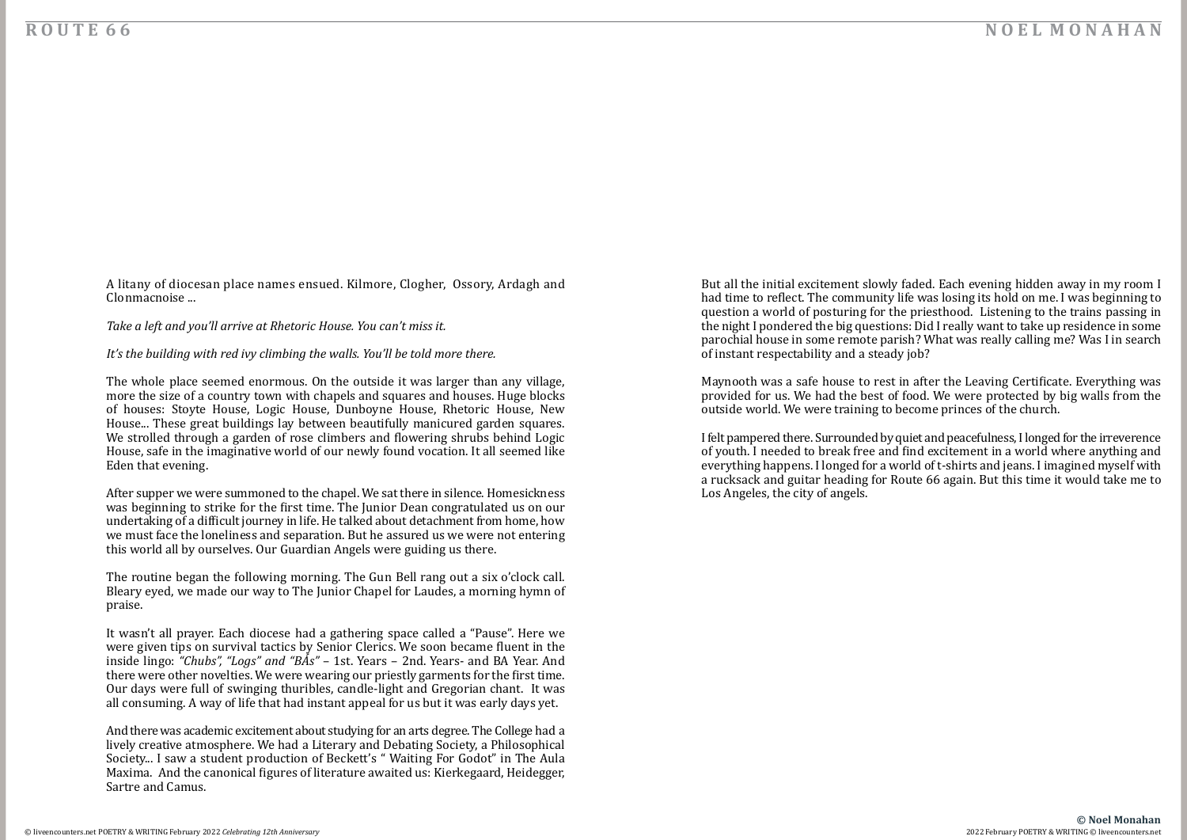A litany of diocesan place names ensued. Kilmore, Clogher, Ossory, Ardagh and Clonmacnoise ...

*Take a left and you'll arrive at Rhetoric House. You can't miss it.*

*It's the building with red ivy climbing the walls. You'll be told more there.*

The whole place seemed enormous. On the outside it was larger than any village, more the size of a country town with chapels and squares and houses. Huge blocks of houses: Stoyte House, Logic House, Dunboyne House, Rhetoric House, New House... These great buildings lay between beautifully manicured garden squares. We strolled through a garden of rose climbers and flowering shrubs behind Logic House, safe in the imaginative world of our newly found vocation. It all seemed like Eden that evening.

After supper we were summoned to the chapel. We sat there in silence. Homesickness was beginning to strike for the first time. The Junior Dean congratulated us on our undertaking of a difficult journey in life. He talked about detachment from home, how we must face the loneliness and separation. But he assured us we were not entering this world all by ourselves. Our Guardian Angels were guiding us there.

The routine began the following morning. The Gun Bell rang out a six o'clock call. Bleary eyed, we made our way to The Junior Chapel for Laudes, a morning hymn of praise.

It wasn't all prayer. Each diocese had a gathering space called a "Pause". Here we were given tips on survival tactics by Senior Clerics. We soon became fluent in the inside lingo: *"Chubs", "Logs" and "BAs"* – 1st. Years – 2nd. Years- and BA Year. And there were other novelties. We were wearing our priestly garments for the first time. Our days were full of swinging thuribles, candle-light and Gregorian chant. It was all consuming. A way of life that had instant appeal for us but it was early days yet.

And there was academic excitement about studying for an arts degree. The College had a lively creative atmosphere. We had a Literary and Debating Society, a Philosophical Society... I saw a student production of Beckett's " Waiting For Godot" in The Aula Maxima. And the canonical figures of literature awaited us: Kierkegaard, Heidegger, Sartre and Camus.

But all the initial excitement slowly faded. Each evening hidden away in my room I had time to reflect. The community life was losing its hold on me. I was beginning to question a world of posturing for the priesthood. Listening to the trains passing in the night I pondered the big questions: Did I really want to take up residence in some parochial house in some remote parish? What was really calling me? Was I in search of instant respectability and a steady job?

Maynooth was a safe house to rest in after the Leaving Certificate. Everything was provided for us. We had the best of food. We were protected by big walls from the outside world. We were training to become princes of the church.

I felt pampered there. Surrounded by quiet and peacefulness, I longed for the irreverence of youth. I needed to break free and find excitement in a world where anything and everything happens. I longed for a world of t-shirts and jeans. I imagined myself with a rucksack and guitar heading for Route 66 again. But this time it would take me to Los Angeles, the city of angels.

**© Noel Monahan**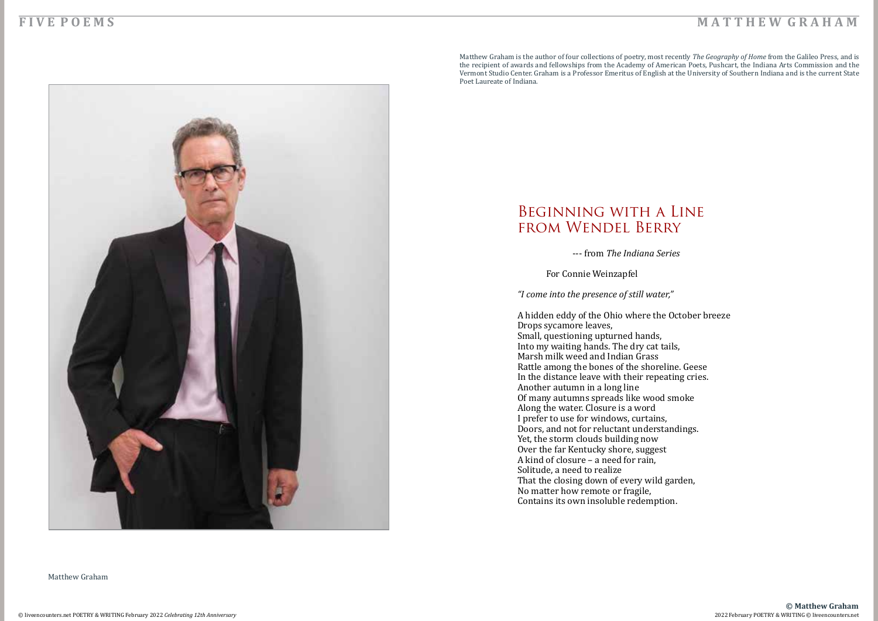Matthew Graham is the author of four collections of poetry, most recently *The Geography of Home* from the Galileo Press, and is the recipient of awards and fellowships from the Academy of American Poets, Pushcart, the Indiana Arts Commission and the Vermont Studio Center. Graham is a Professor Emeritus of English at the University of Southern Indiana and is the current State Poet Laureate of Indiana.

Matthew Graham

## Beginning with a Line from Wendel Berry

--- from *The Indiana Series*

For Connie Weinzapfel

*"I come into the presence of still water,"*

A hidden eddy of the Ohio where the October breeze
Drops sycamore leaves,
Small, questioning upturned hands,
Into my waiting hands. The dry cat tails,
Marsh milk weed and Indian Grass
Rattle among the bones of the shoreline. Geese
In the distance leave with their repeating cries.
Another autumn in a long line
Of many autumns spreads like wood smoke
Along the water. Closure is a word
I prefer to use for windows, curtains,
Doors, and not for reluctant understandings.
Yet, the storm clouds building now
Over the far Kentucky shore, suggest
A kind of closure – a need for rain,
Solitude, a need to realize
That the closing down of every wild garden,
No matter how remote or fragile,
Contains its own insoluble redemption.

**© Matthew Graham**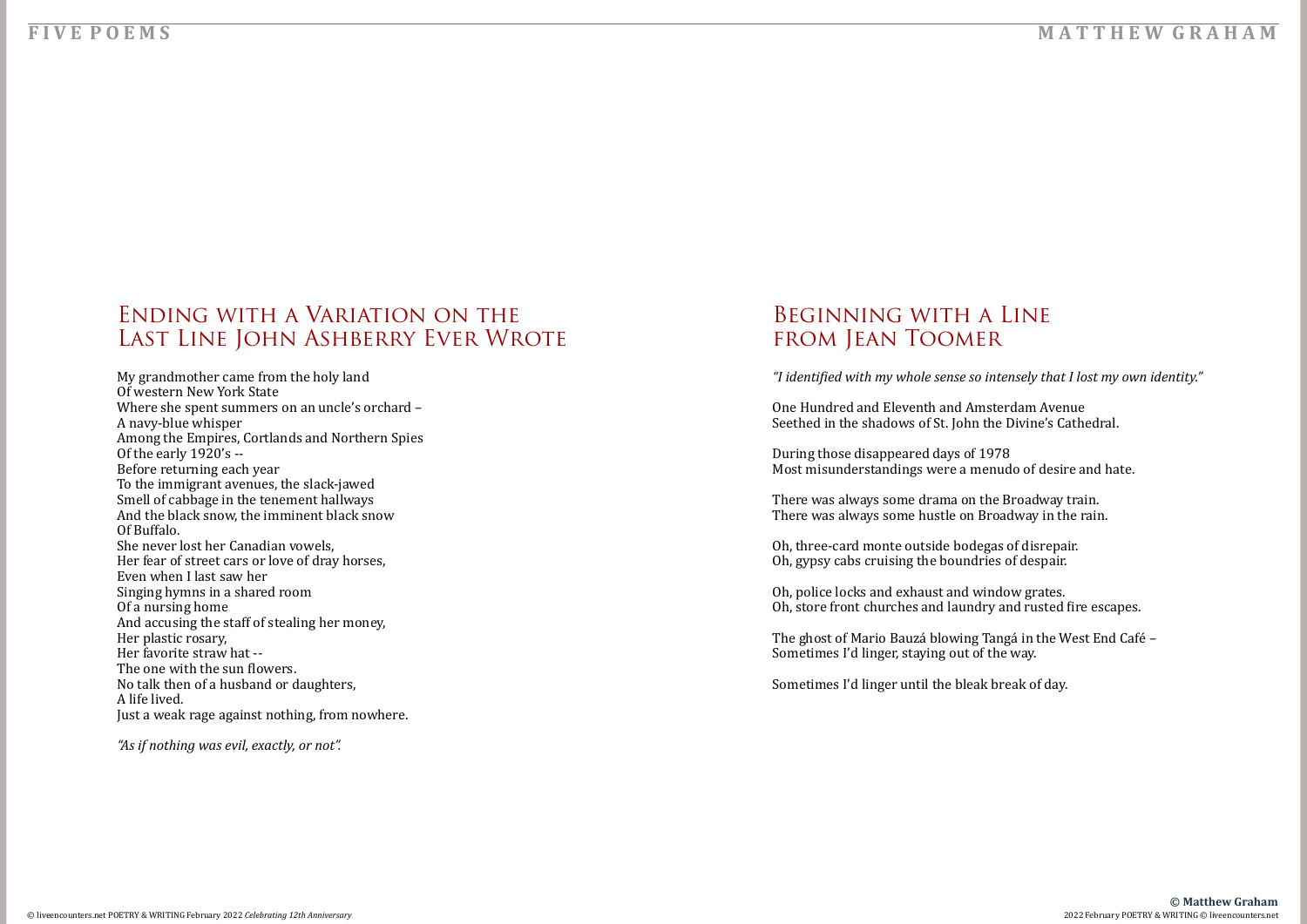## Ending with a Variation on the Last Line John Ashberry Ever Wrote

My grandmother came from the holy land  
Of western New York State  
Where she spent summers on an uncle's orchard –  
A navy-blue whisper  
Among the Empires, Cortlands and Northern Spies  
Of the early 1920's --  
Before returning each year  
To the immigrant avenues, the slack-jawed  
Smell of cabbage in the tenement hallways  
And the black snow, the imminent black snow  
Of Buffalo.  
She never lost her Canadian vowels,  
Her fear of street cars or love of dray horses,  
Even when I last saw her  
Singing hymns in a shared room  
Of a nursing home  
And accusing the staff of stealing her money,  
Her plastic rosary,  
Her favorite straw hat --  
The one with the sun flowers.  
No talk then of a husband or daughters,  
A life lived.  
Just a weak rage against nothing, from nowhere.

*"As if nothing was evil, exactly, or not".*

## Beginning with a Line from Jean Toomer

*"I identified with my whole sense so intensely that I lost my own identity."*

One Hundred and Eleventh and Amsterdam Avenue  
Seethed in the shadows of St. John the Divine's Cathedral.

During those disappeared days of 1978  
Most misunderstandings were a menudo of desire and hate.

There was always some drama on the Broadway train.  
There was always some hustle on Broadway in the rain.

Oh, three-card monte outside bodegas of disrepair.  
Oh, gypsy cabs cruising the boundries of despair.

Oh, police locks and exhaust and window grates.  
Oh, store front churches and laundry and rusted fire escapes.

The ghost of Mario Bauzá blowing Tangá in the West End Café –  
Sometimes I'd linger, staying out of the way.

Sometimes I'd linger until the bleak break of day.

**© Matthew Graham**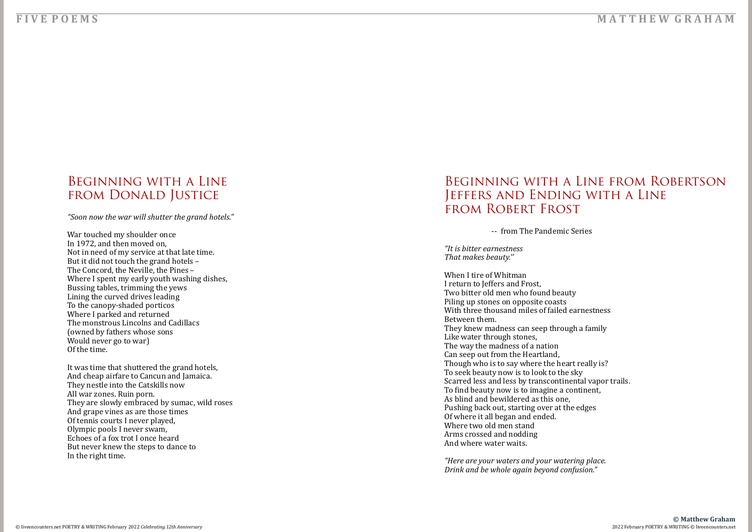## Beginning with a Line from Donald Justice

*"Soon now the war will shutter the grand hotels."*

War touched my shoulder once  
In 1972, and then moved on,  
Not in need of my service at that late time.  
But it did not touch the grand hotels –  
The Concord, the Neville, the Pines –  
Where I spent my early youth washing dishes,  
Bussing tables, trimming the yews  
Lining the curved drives leading  
To the canopy-shaded porticos  
Where I parked and returned  
The monstrous Lincolns and Cadillacs  
(owned by fathers whose sons  
Would never go to war)  
Of the time.

It was time that shuttered the grand hotels,  
And cheap airfare to Cancun and Jamaica.  
They nestle into the Catskills now  
All war zones. Ruin porn.  
They are slowly embraced by sumac, wild roses  
And grape vines as are those times  
Of tennis courts I never played,  
Olympic pools I never swam,  
Echoes of a fox trot I once heard  
But never knew the steps to dance to  
In the right time.

## Beginning with a Line from Robertson Jeffers and Ending with a Line from Robert Frost

-- from The Pandemic Series

*"It is bitter earnestness*  
*That makes beauty."*

When I tire of Whitman  
I return to Jeffers and Frost,  
Two bitter old men who found beauty  
Piling up stones on opposite coasts  
With three thousand miles of failed earnestness  
Between them.  
They knew madness can seep through a family  
Like water through stones,  
The way the madness of a nation  
Can seep out from the Heartland,  
Though who is to say where the heart really is?  
To seek beauty now is to look to the sky  
Scarred less and less by transcontinental vapor trails.  
To find beauty now is to imagine a continent,  
As blind and bewildered as this one,  
Pushing back out, starting over at the edges  
Of where it all began and ended.  
Where two old men stand  
Arms crossed and nodding  
And where water waits.

*"Here are your waters and your watering place.*  
*Drink and be whole again beyond confusion."*

© Matthew Graham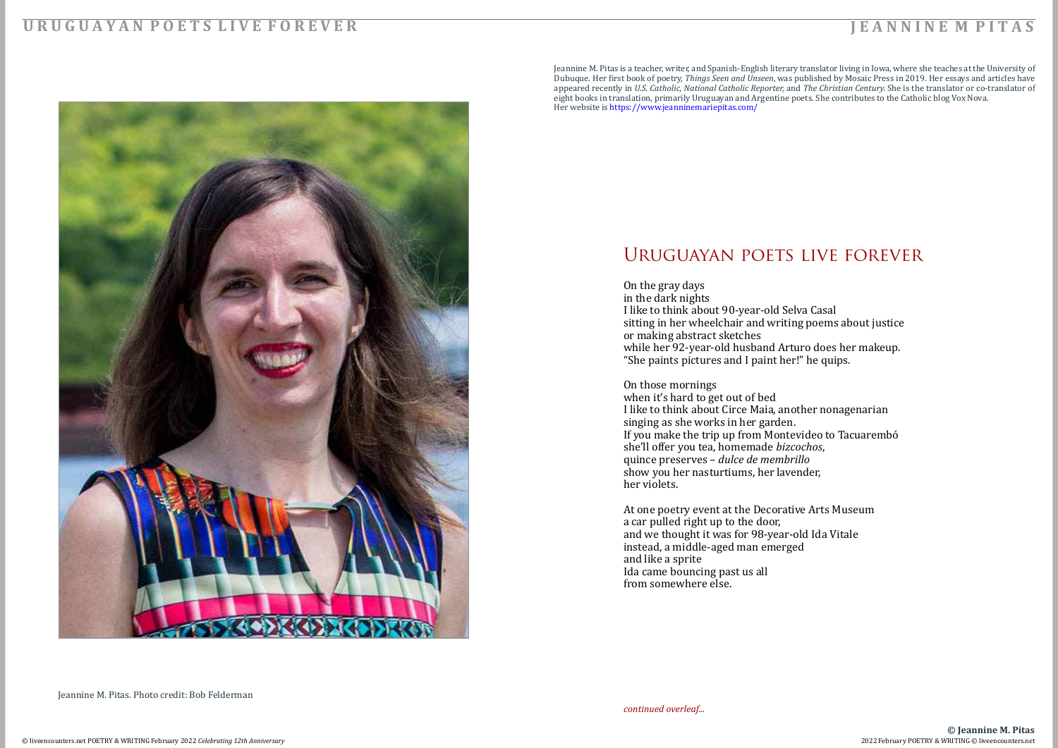Jeannine M. Pitas is a teacher, writer, and Spanish-English literary translator living in Iowa, where she teaches at the University of Dubuque. Her first book of poetry, *Things Seen and Unseen*, was published by Mosaic Press in 2019. Her essays and articles have appeared recently in *U.S. Catholic, National Catholic Reporter,* and *The Christian Century.* She is the translator or co-translator of eight books in translation, primarily Uruguayan and Argentine poets. She contributes to the Catholic blog Vox Nova.
Her website is https://www.jeanninemariepitas.com/

Jeannine M. Pitas. Photo credit: Bob Felderman

# Uruguayan poets live forever

On the gray days
in the dark nights
I like to think about 90-year-old Selva Casal
sitting in her wheelchair and writing poems about justice
or making abstract sketches
while her 92-year-old husband Arturo does her makeup.
"She paints pictures and I paint her!" he quips.

On those mornings
when it's hard to get out of bed
I like to think about Circe Maia, another nonagenarian
singing as she works in her garden.
If you make the trip up from Montevideo to Tacuarembó
she'll offer you tea, homemade *bizcochos*,
quince preserves – *dulce de membrillo*
show you her nasturtiums, her lavender,
her violets.

At one poetry event at the Decorative Arts Museum
a car pulled right up to the door,
and we thought it was for 98-year-old Ida Vitale
instead, a middle-aged man emerged
and like a sprite
Ida came bouncing past us all
from somewhere else.

*continued overleaf...*

**© Jeannine M. Pitas**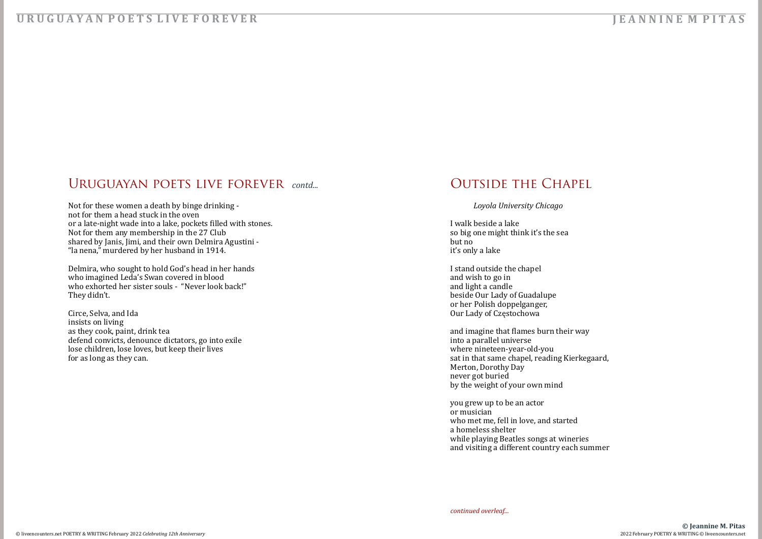## Uruguayan poets live forever *contd...*

Not for these women a death by binge drinking -
not for them a head stuck in the oven
or a late-night wade into a lake, pockets filled with stones.
Not for them any membership in the 27 Club
shared by Janis, Jimi, and their own Delmira Agustini -
"la nena," murdered by her husband in 1914.

Delmira, who sought to hold God's head in her hands
who imagined Leda's Swan covered in blood
who exhorted her sister souls - "Never look back!"
They didn't.

Circe, Selva, and Ida
insists on living
as they cook, paint, drink tea
defend convicts, denounce dictators, go into exile
lose children, lose loves, but keep their lives
for as long as they can.

## Outside the Chapel

*Loyola University Chicago*

I walk beside a lake
so big one might think it's the sea
but no
it's only a lake

I stand outside the chapel
and wish to go in
and light a candle
beside Our Lady of Guadalupe
or her Polish doppelganger,
Our Lady of Częstochowa

and imagine that flames burn their way
into a parallel universe
where nineteen-year-old-you
sat in that same chapel, reading Kierkegaard,
Merton, Dorothy Day
never got buried
by the weight of your own mind

you grew up to be an actor
or musician
who met me, fell in love, and started
a homeless shelter
while playing Beatles songs at wineries
and visiting a different country each summer

*continued overleaf...*

**© Jeannine M. Pitas**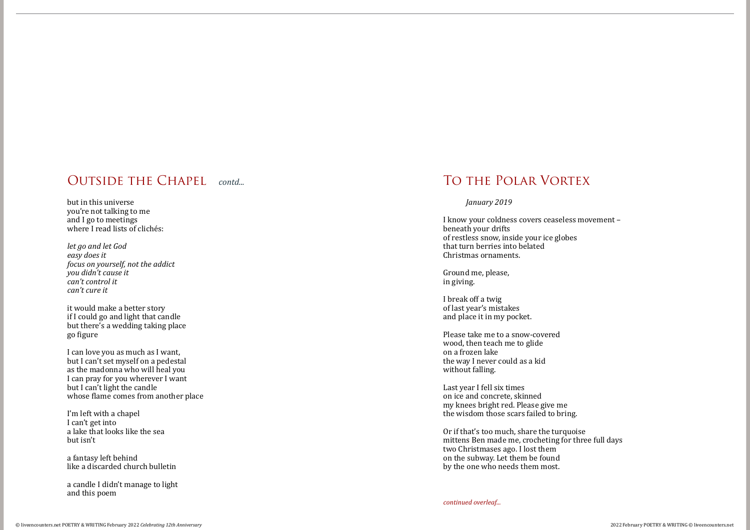## Outside the Chapel *contd...*

but in this universe
you're not talking to me
and I go to meetings
where I read lists of clichés:

*let go and let God*
*easy does it*
*focus on yourself, not the addict*
*you didn't cause it*
*can't control it*
*can't cure it*

it would make a better story
if I could go and light that candle
but there's a wedding taking place
go figure

I can love you as much as I want,
but I can't set myself on a pedestal
as the madonna who will heal you
I can pray for you wherever I want
but I can't light the candle
whose flame comes from another place

I'm left with a chapel
I can't get into
a lake that looks like the sea
but isn't

a fantasy left behind
like a discarded church bulletin

a candle I didn't manage to light
and this poem

## To the Polar Vortex

*January 2019*

I know your coldness covers ceaseless movement –
beneath your drifts
of restless snow, inside your ice globes
that turn berries into belated
Christmas ornaments.

Ground me, please,
in giving.

I break off a twig
of last year's mistakes
and place it in my pocket.

Please take me to a snow-covered
wood, then teach me to glide
on a frozen lake
the way I never could as a kid
without falling.

Last year I fell six times
on ice and concrete, skinned
my knees bright red. Please give me
the wisdom those scars failed to bring.

Or if that's too much, share the turquoise
mittens Ben made me, crocheting for three full days
two Christmases ago. I lost them
on the subway. Let them be found
by the one who needs them most.

*continued overleaf...*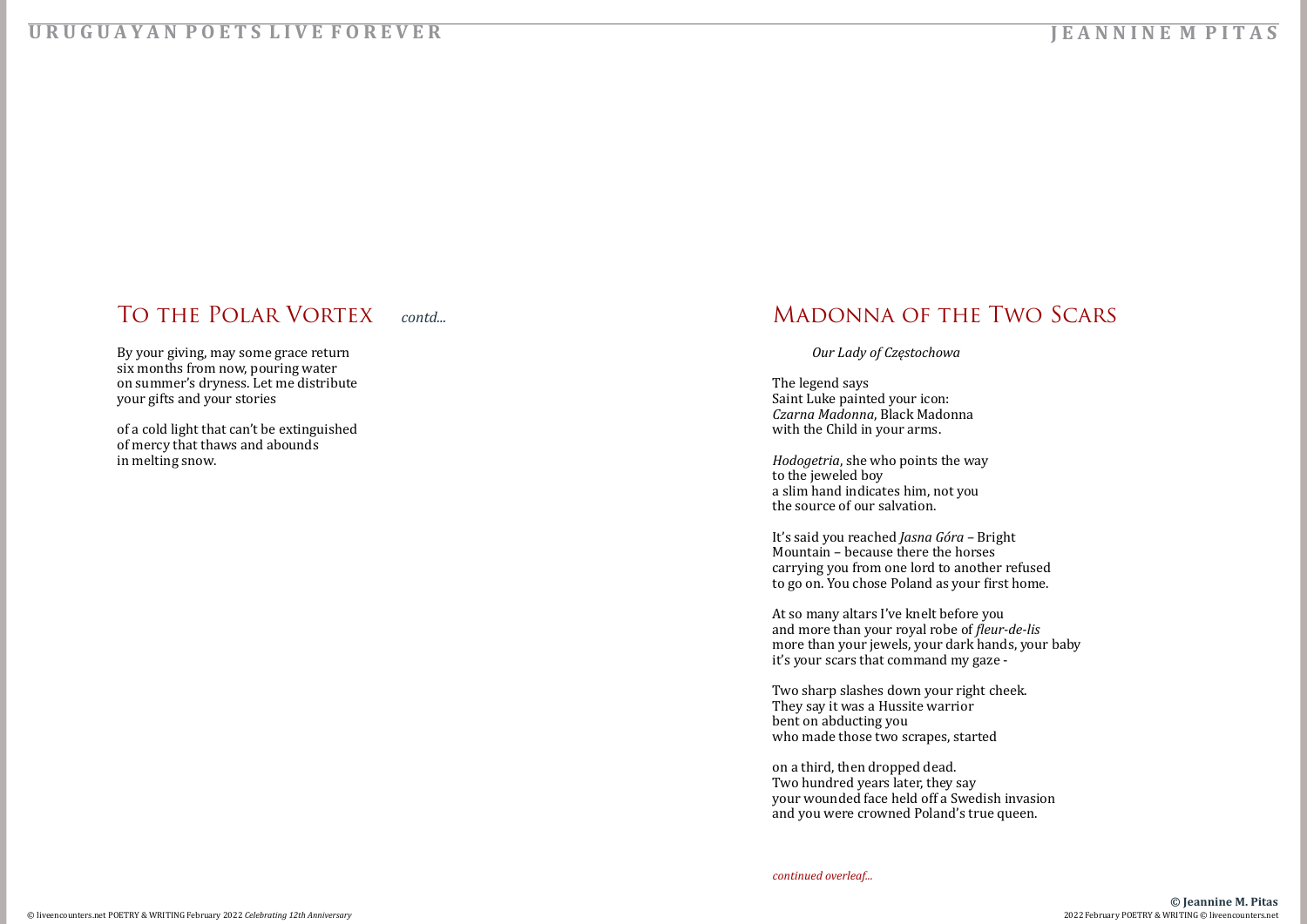## To the Polar Vortex *contd...*

By your giving, may some grace return
six months from now, pouring water
on summer's dryness. Let me distribute
your gifts and your stories

of a cold light that can't be extinguished
of mercy that thaws and abounds
in melting snow.

## Madonna of the Two Scars

*Our Lady of Częstochowa*

The legend says
Saint Luke painted your icon:
*Czarna Madonna*, Black Madonna
with the Child in your arms.

*Hodogetria*, she who points the way
to the jeweled boy
a slim hand indicates him, not you
the source of our salvation.

It's said you reached *Jasna Góra* – Bright
Mountain – because there the horses
carrying you from one lord to another refused
to go on. You chose Poland as your first home.

At so many altars I've knelt before you
and more than your royal robe of *fleur-de-lis*
more than your jewels, your dark hands, your baby
it's your scars that command my gaze -

Two sharp slashes down your right cheek.
They say it was a Hussite warrior
bent on abducting you
who made those two scrapes, started

on a third, then dropped dead.
Two hundred years later, they say
your wounded face held off a Swedish invasion
and you were crowned Poland's true queen.

*continued overleaf...*

**© Jeannine M. Pitas**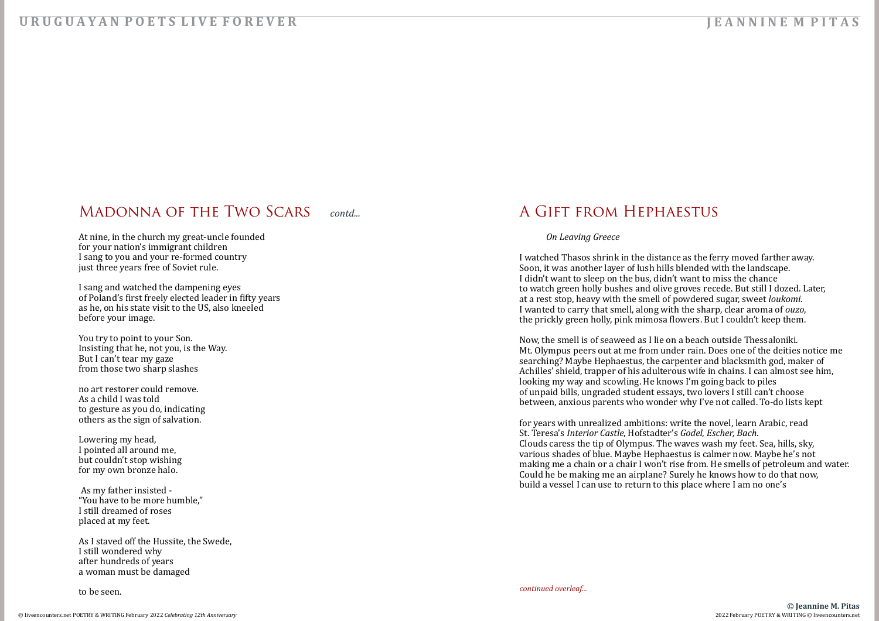## Madonna of the Two Scars *contd...*

At nine, in the church my great-uncle founded
for your nation's immigrant children
I sang to you and your re-formed country
just three years free of Soviet rule.

I sang and watched the dampening eyes
of Poland's first freely elected leader in fifty years
as he, on his state visit to the US, also kneeled
before your image.

You try to point to your Son.
Insisting that he, not you, is the Way.
But I can't tear my gaze
from those two sharp slashes

no art restorer could remove.
As a child I was told
to gesture as you do, indicating
others as the sign of salvation.

Lowering my head,
I pointed all around me,
but couldn't stop wishing
for my own bronze halo.

As my father insisted -
"You have to be more humble,"
I still dreamed of roses
placed at my feet.

As I staved off the Hussite, the Swede,
I still wondered why
after hundreds of years
a woman must be damaged

to be seen.

## A Gift from Hephaestus

*On Leaving Greece*

I watched Thasos shrink in the distance as the ferry moved farther away.
Soon, it was another layer of lush hills blended with the landscape.
I didn't want to sleep on the bus, didn't want to miss the chance
to watch green holly bushes and olive groves recede. But still I dozed. Later,
at a rest stop, heavy with the smell of powdered sugar, sweet *loukomi*.
I wanted to carry that smell, along with the sharp, clear aroma of *ouzo*,
the prickly green holly, pink mimosa flowers. But I couldn't keep them.

Now, the smell is of seaweed as I lie on a beach outside Thessaloniki.
Mt. Olympus peers out at me from under rain. Does one of the deities notice me
searching? Maybe Hephaestus, the carpenter and blacksmith god, maker of
Achilles' shield, trapper of his adulterous wife in chains. I can almost see him,
looking my way and scowling. He knows I'm going back to piles
of unpaid bills, ungraded student essays, two lovers I still can't choose
between, anxious parents who wonder why I've not called. To-do lists kept

for years with unrealized ambitions: write the novel, learn Arabic, read
St. Teresa's *Interior Castle*, Hofstadter's *Godel, Escher, Bach*.
Clouds caress the tip of Olympus. The waves wash my feet. Sea, hills, sky,
various shades of blue. Maybe Hephaestus is calmer now. Maybe he's not
making me a chain or a chair I won't rise from. He smells of petroleum and water.
Could he be making me an airplane? Surely he knows how to do that now,
build a vessel I can use to return to this place where I am no one's

*continued overleaf...*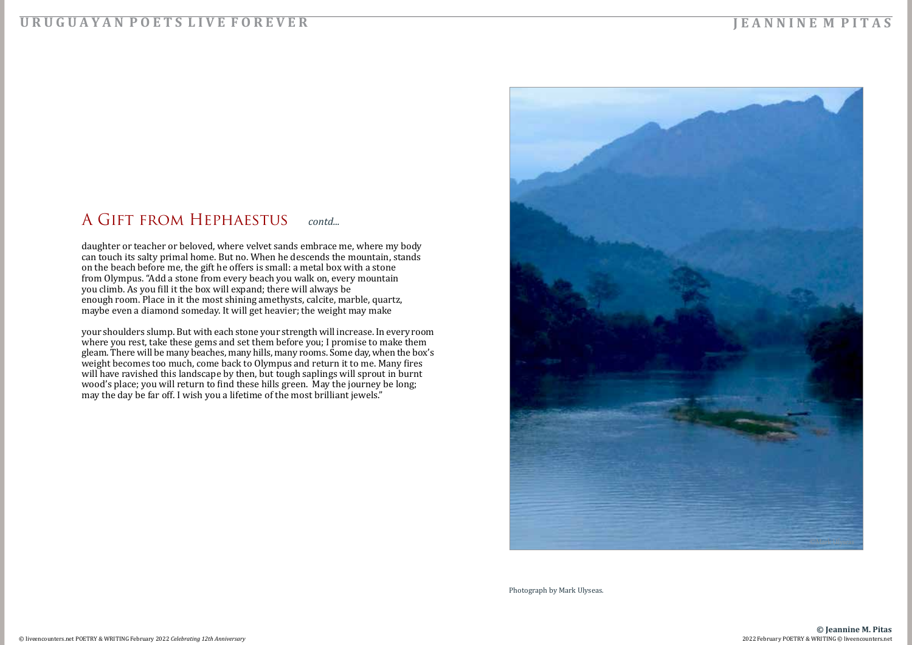## A Gift from Hephaestus *contd...*

daughter or teacher or beloved, where velvet sands embrace me, where my body
can touch its salty primal home. But no. When he descends the mountain, stands
on the beach before me, the gift he offers is small: a metal box with a stone
from Olympus. "Add a stone from every beach you walk on, every mountain
you climb. As you fill it the box will expand; there will always be
enough room. Place in it the most shining amethysts, calcite, marble, quartz,
maybe even a diamond someday. It will get heavier; the weight may make

your shoulders slump. But with each stone your strength will increase. In every room
where you rest, take these gems and set them before you; I promise to make them
gleam. There will be many beaches, many hills, many rooms. Some day, when the box's
weight becomes too much, come back to Olympus and return it to me. Many fires
will have ravished this landscape by then, but tough saplings will sprout in burnt
wood's place; you will return to find these hills green. May the journey be long;
may the day be far off. I wish you a lifetime of the most brilliant jewels."

Photograph by Mark Ulyseas.

**© Jeannine M. Pitas**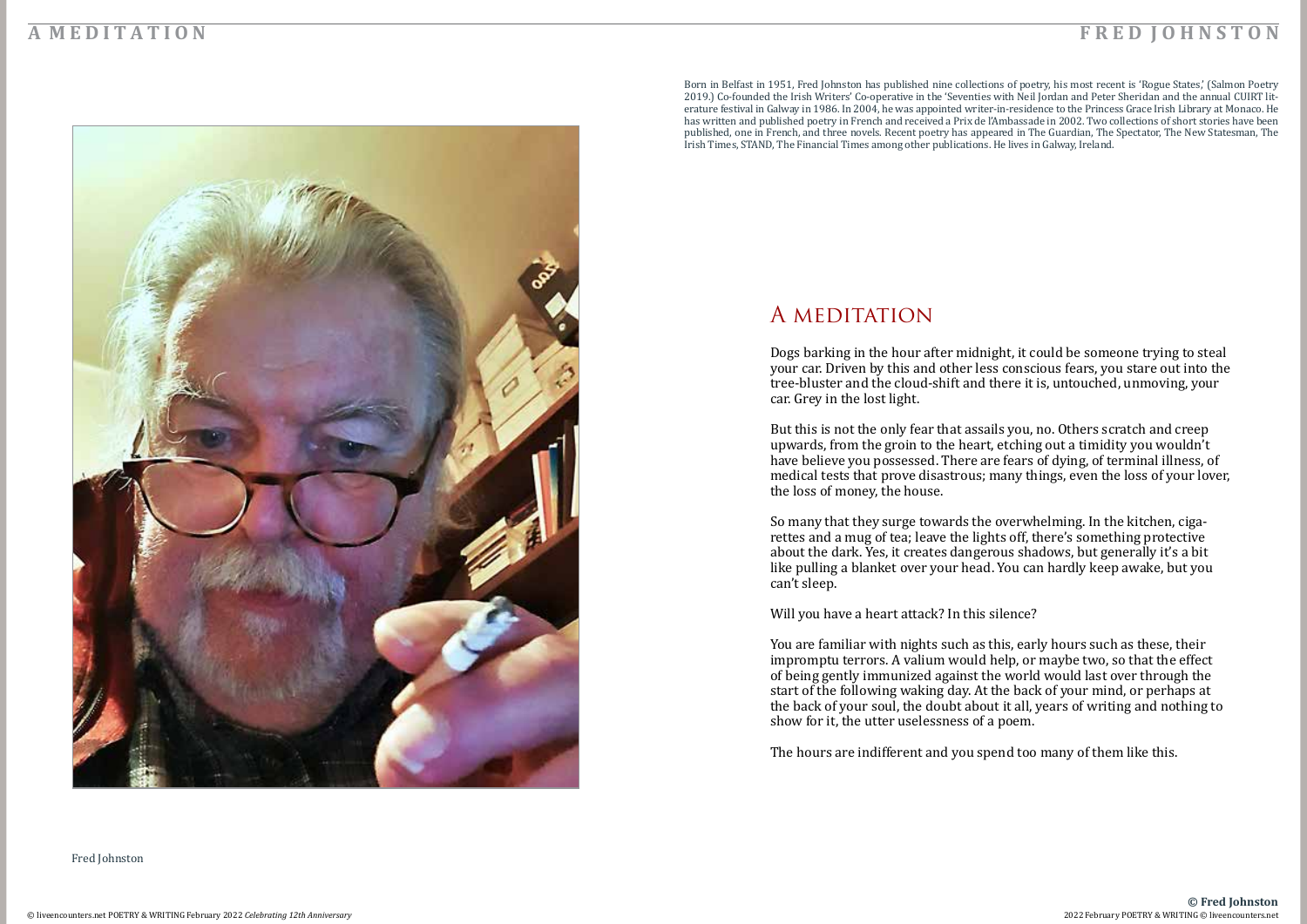Born in Belfast in 1951, Fred Johnston has published nine collections of poetry, his most recent is 'Rogue States,' (Salmon Poetry 2019.) Co-founded the Irish Writers' Co-operative in the 'Seventies with Neil Jordan and Peter Sheridan and the annual CUIRT literature festival in Galway in 1986. In 2004, he was appointed writer-in-residence to the Princess Grace Irish Library at Monaco. He has written and published poetry in French and received a Prix de l'Ambassade in 2002. Two collections of short stories have been published, one in French, and three novels. Recent poetry has appeared in The Guardian, The Spectator, The New Statesman, The Irish Times, STAND, The Financial Times among other publications. He lives in Galway, Ireland.

Fred Johnston

# A meditation

Dogs barking in the hour after midnight, it could be someone trying to steal your car. Driven by this and other less conscious fears, you stare out into the tree-bluster and the cloud-shift and there it is, untouched, unmoving, your car. Grey in the lost light.

But this is not the only fear that assails you, no. Others scratch and creep upwards, from the groin to the heart, etching out a timidity you wouldn't have believe you possessed. There are fears of dying, of terminal illness, of medical tests that prove disastrous; many things, even the loss of your lover, the loss of money, the house.

So many that they surge towards the overwhelming. In the kitchen, cigarettes and a mug of tea; leave the lights off, there's something protective about the dark. Yes, it creates dangerous shadows, but generally it's a bit like pulling a blanket over your head. You can hardly keep awake, but you can't sleep.

Will you have a heart attack? In this silence?

You are familiar with nights such as this, early hours such as these, their impromptu terrors. A valium would help, or maybe two, so that the effect of being gently immunized against the world would last over through the start of the following waking day. At the back of your mind, or perhaps at the back of your soul, the doubt about it all, years of writing and nothing to show for it, the utter uselessness of a poem.

The hours are indifferent and you spend too many of them like this.

**© Fred Johnston**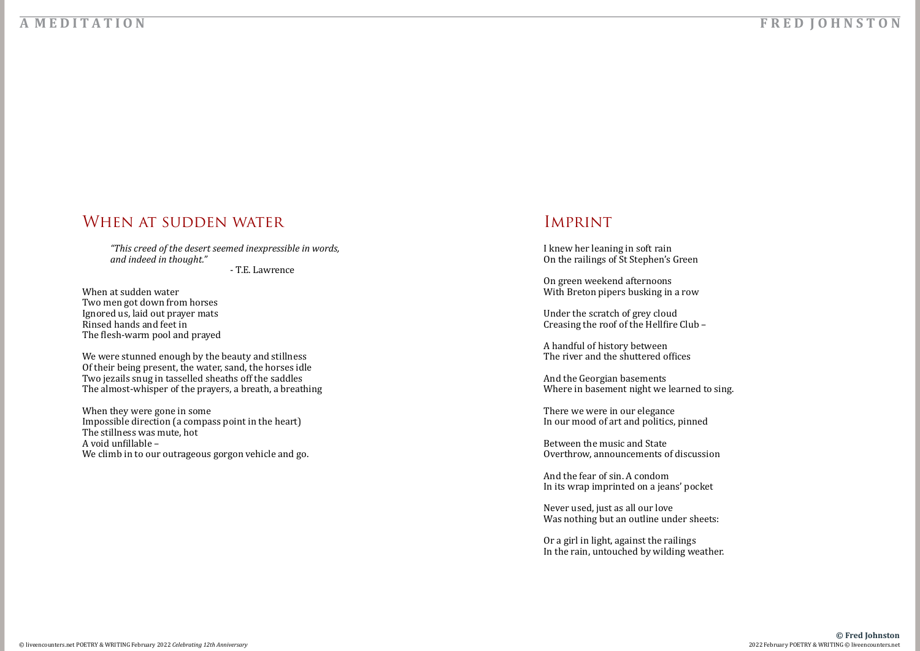## When at sudden water

> *"This creed of the desert seemed inexpressible in words, and indeed in thought."*
>
> - T.E. Lawrence

When at sudden water  
Two men got down from horses  
Ignored us, laid out prayer mats  
Rinsed hands and feet in  
The flesh-warm pool and prayed

We were stunned enough by the beauty and stillness  
Of their being present, the water, sand, the horses idle  
Two jezails snug in tasselled sheaths off the saddles  
The almost-whisper of the prayers, a breath, a breathing

When they were gone in some  
Impossible direction (a compass point in the heart)  
The stillness was mute, hot  
A void unfillable –  
We climb in to our outrageous gorgon vehicle and go.

## Imprint

I knew her leaning in soft rain  
On the railings of St Stephen's Green

On green weekend afternoons  
With Breton pipers busking in a row

Under the scratch of grey cloud  
Creasing the roof of the Hellfire Club –

A handful of history between  
The river and the shuttered offices

And the Georgian basements  
Where in basement night we learned to sing.

There we were in our elegance  
In our mood of art and politics, pinned

Between the music and State  
Overthrow, announcements of discussion

And the fear of sin. A condom  
In its wrap imprinted on a jeans' pocket

Never used, just as all our love  
Was nothing but an outline under sheets:

Or a girl in light, against the railings  
In the rain, untouched by wilding weather.

**© Fred Johnston**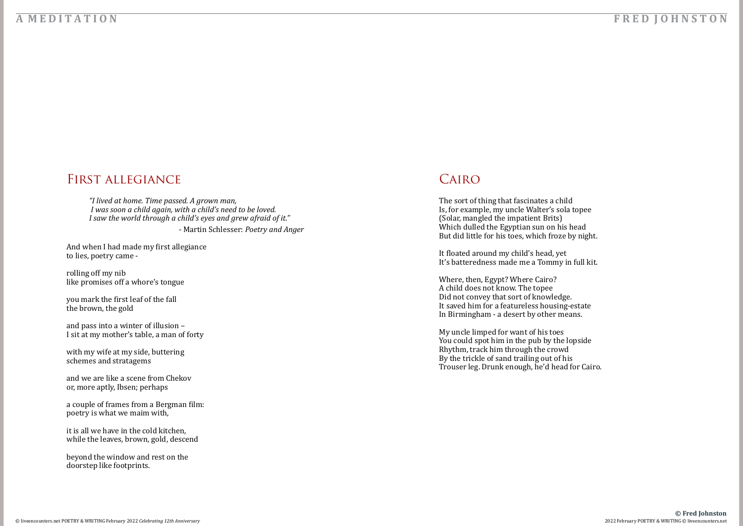# First allegiance

> *"I lived at home. Time passed. A grown man,*
> *I was soon a child again, with a child's need to be loved.*
> *I saw the world through a child's eyes and grew afraid of it."*
>
> - Martin Schlesser: *Poetry and Anger*

And when I had made my first allegiance
to lies, poetry came -

rolling off my nib
like promises off a whore's tongue

you mark the first leaf of the fall
the brown, the gold

and pass into a winter of illusion –
I sit at my mother's table, a man of forty

with my wife at my side, buttering
schemes and stratagems

and we are like a scene from Chekov
or, more aptly, Ibsen; perhaps

a couple of frames from a Bergman film:
poetry is what we maim with,

it is all we have in the cold kitchen,
while the leaves, brown, gold, descend

beyond the window and rest on the
doorstep like footprints.

# Cairo

The sort of thing that fascinates a child
Is, for example, my uncle Walter's sola topee
(Solar, mangled the impatient Brits)
Which dulled the Egyptian sun on his head
But did little for his toes, which froze by night.

It floated around my child's head, yet
It's batteredness made me a Tommy in full kit.

Where, then, Egypt? Where Cairo?
A child does not know. The topee
Did not convey that sort of knowledge.
It saved him for a featureless housing-estate
In Birmingham - a desert by other means.

My uncle limped for want of his toes
You could spot him in the pub by the lopside
Rhythm, track him through the crowd
By the trickle of sand trailing out of his
Trouser leg. Drunk enough, he'd head for Cairo.

**© Fred Johnston**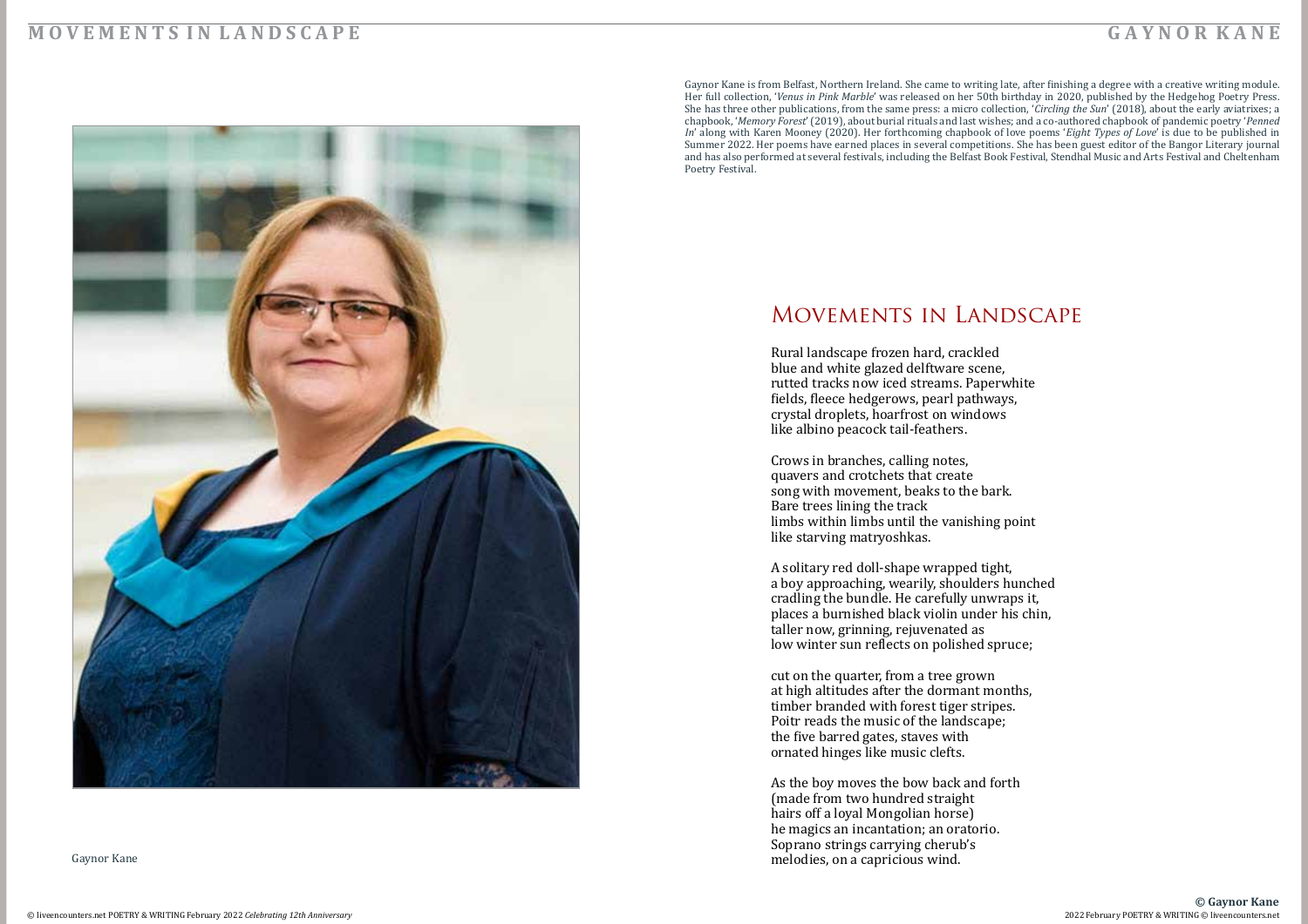Gaynor Kane is from Belfast, Northern Ireland. She came to writing late, after finishing a degree with a creative writing module. Her full collection, '*Venus in Pink Marble*' was released on her 50th birthday in 2020, published by the Hedgehog Poetry Press. She has three other publications, from the same press: a micro collection, '*Circling the Sun*' (2018), about the early aviatrixes; a chapbook, '*Memory Forest*' (2019), about burial rituals and last wishes; and a co-authored chapbook of pandemic poetry '*Penned In*' along with Karen Mooney (2020). Her forthcoming chapbook of love poems '*Eight Types of Love*' is due to be published in Summer 2022. Her poems have earned places in several competitions. She has been guest editor of the Bangor Literary journal and has also performed at several festivals, including the Belfast Book Festival, Stendhal Music and Arts Festival and Cheltenham Poetry Festival.

Gaynor Kane

# Movements in Landscape

Rural landscape frozen hard, crackled
blue and white glazed delftware scene,
rutted tracks now iced streams. Paperwhite
fields, fleece hedgerows, pearl pathways,
crystal droplets, hoarfrost on windows
like albino peacock tail-feathers.

Crows in branches, calling notes,
quavers and crotchets that create
song with movement, beaks to the bark.
Bare trees lining the track
limbs within limbs until the vanishing point
like starving matryoshkas.

A solitary red doll-shape wrapped tight,
a boy approaching, wearily, shoulders hunched
cradling the bundle. He carefully unwraps it,
places a burnished black violin under his chin,
taller now, grinning, rejuvenated as
low winter sun reflects on polished spruce;

cut on the quarter, from a tree grown
at high altitudes after the dormant months,
timber branded with forest tiger stripes.
Poitr reads the music of the landscape;
the five barred gates, staves with
ornated hinges like music clefts.

As the boy moves the bow back and forth
(made from two hundred straight
hairs off a loyal Mongolian horse)
he magics an incantation; an oratorio.
Soprano strings carrying cherub's
melodies, on a capricious wind.

**© Gaynor Kane**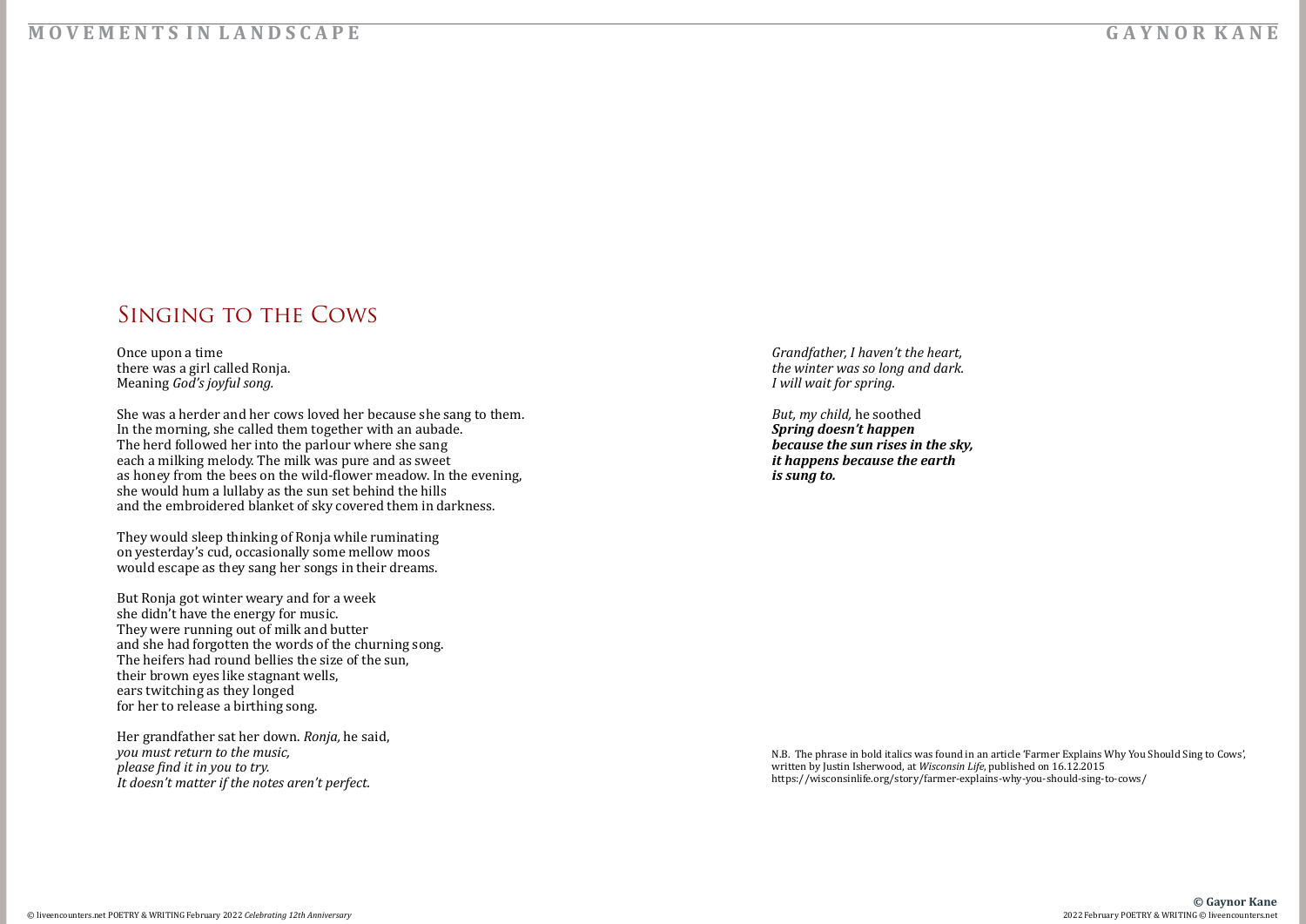# Singing to the Cows

Once upon a time  
there was a girl called Ronja.  
Meaning *God's joyful song.*

She was a herder and her cows loved her because she sang to them.  
In the morning, she called them together with an aubade.  
The herd followed her into the parlour where she sang  
each a milking melody. The milk was pure and as sweet  
as honey from the bees on the wild-flower meadow. In the evening,  
she would hum a lullaby as the sun set behind the hills  
and the embroidered blanket of sky covered them in darkness.

They would sleep thinking of Ronja while ruminating  
on yesterday's cud, occasionally some mellow moos  
would escape as they sang her songs in their dreams.

But Ronja got winter weary and for a week  
she didn't have the energy for music.  
They were running out of milk and butter  
and she had forgotten the words of the churning song.  
The heifers had round bellies the size of the sun,  
their brown eyes like stagnant wells,  
ears twitching as they longed  
for her to release a birthing song.

Her grandfather sat her down. *Ronja,* he said,  
*you must return to the music,*  
*please find it in you to try.*  
*It doesn't matter if the notes aren't perfect.*

*Grandfather, I haven't the heart,*  
*the winter was so long and dark.*  
*I will wait for spring.*

*But, my child,* he soothed  
***Spring doesn't happen***  
***because the sun rises in the sky,***  
***it happens because the earth***  
***is sung to.***

N.B. The phrase in bold italics was found in an article 'Farmer Explains Why You Should Sing to Cows', written by Justin Isherwood, at *Wisconsin Life*, published on 16.12.2015 https://wisconsinlife.org/story/farmer-explains-why-you-should-sing-to-cows/

**© Gaynor Kane**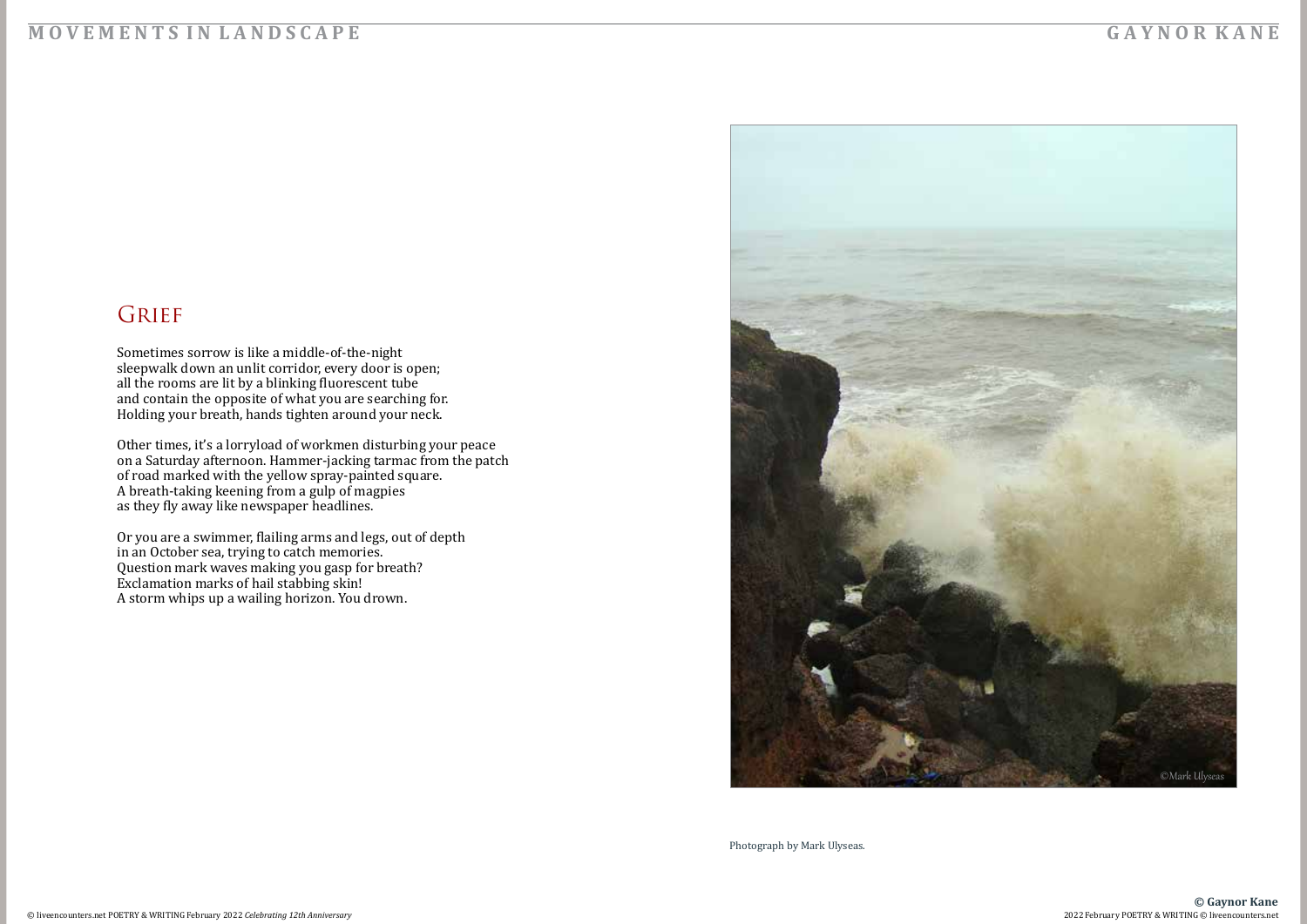# Grief

Sometimes sorrow is like a middle-of-the-night
sleepwalk down an unlit corridor, every door is open;
all the rooms are lit by a blinking fluorescent tube
and contain the opposite of what you are searching for.
Holding your breath, hands tighten around your neck.

Other times, it's a lorryload of workmen disturbing your peace
on a Saturday afternoon. Hammer-jacking tarmac from the patch
of road marked with the yellow spray-painted square.
A breath-taking keening from a gulp of magpies
as they fly away like newspaper headlines.

Or you are a swimmer, flailing arms and legs, out of depth
in an October sea, trying to catch memories.
Question mark waves making you gasp for breath?
Exclamation marks of hail stabbing skin!
A storm whips up a wailing horizon. You drown.

Photograph by Mark Ulyseas.

**© Gaynor Kane**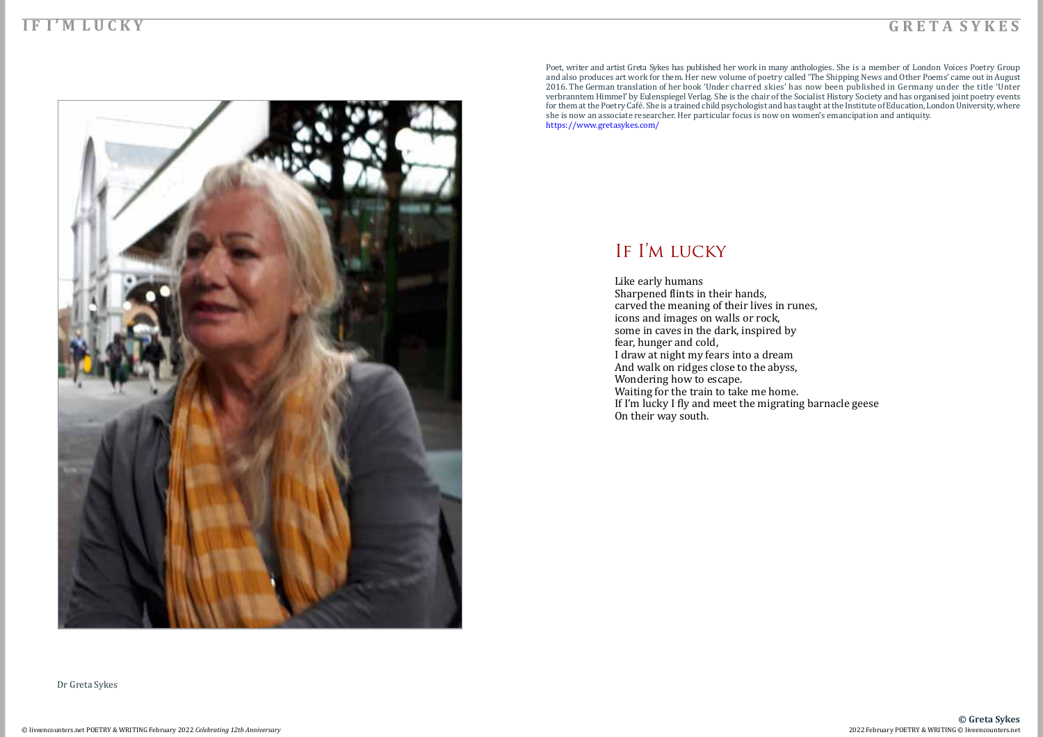Poet, writer and artist Greta Sykes has published her work in many anthologies. She is a member of London Voices Poetry Group and also produces art work for them. Her new volume of poetry called 'The Shipping News and Other Poems' came out in August 2016. The German translation of her book 'Under charred skies' has now been published in Germany under the title 'Unter verbranntem Himmel' by Eulenspiegel Verlag. She is the chair of the Socialist History Society and has organised joint poetry events for them at the Poetry Café. She is a trained child psychologist and has taught at the Institute of Education, London University, where she is now an associate researcher. Her particular focus is now on women's emancipation and antiquity.
https://www.gretasykes.com/

Dr Greta Sykes

# If I'm lucky

Like early humans  
Sharpened flints in their hands,  
carved the meaning of their lives in runes,  
icons and images on walls or rock,  
some in caves in the dark, inspired by  
fear, hunger and cold,  
I draw at night my fears into a dream  
And walk on ridges close to the abyss,  
Wondering how to escape.  
Waiting for the train to take me home.  
If I'm lucky I fly and meet the migrating barnacle geese  
On their way south.

**© Greta Sykes**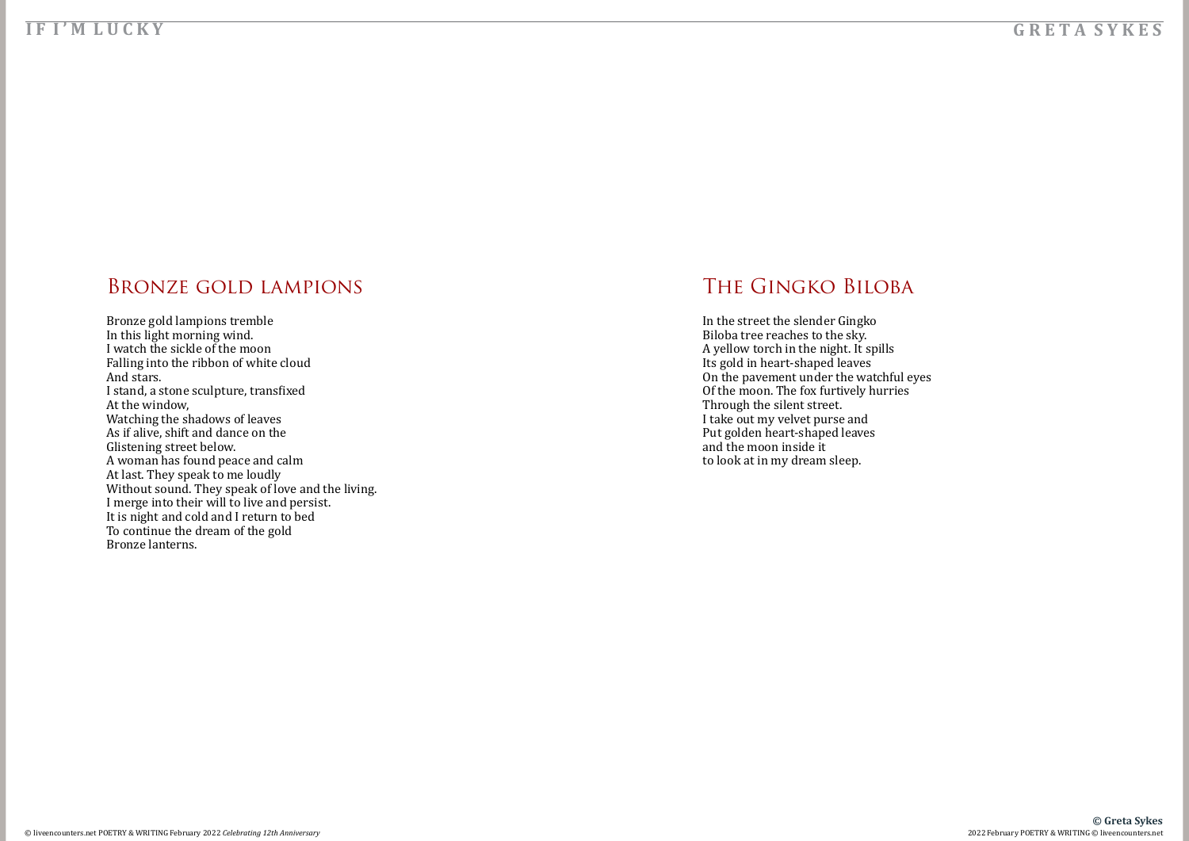## Bronze gold lampions

Bronze gold lampions tremble  
In this light morning wind.  
I watch the sickle of the moon  
Falling into the ribbon of white cloud  
And stars.  
I stand, a stone sculpture, transfixed  
At the window,  
Watching the shadows of leaves  
As if alive, shift and dance on the  
Glistening street below.  
A woman has found peace and calm  
At last. They speak to me loudly  
Without sound. They speak of love and the living.  
I merge into their will to live and persist.  
It is night and cold and I return to bed  
To continue the dream of the gold  
Bronze lanterns.

## The Gingko Biloba

In the street the slender Gingko  
Biloba tree reaches to the sky.  
A yellow torch in the night. It spills  
Its gold in heart-shaped leaves  
On the pavement under the watchful eyes  
Of the moon. The fox furtively hurries  
Through the silent street.  
I take out my velvet purse and  
Put golden heart-shaped leaves  
and the moon inside it  
to look at in my dream sleep.

**© Greta Sykes**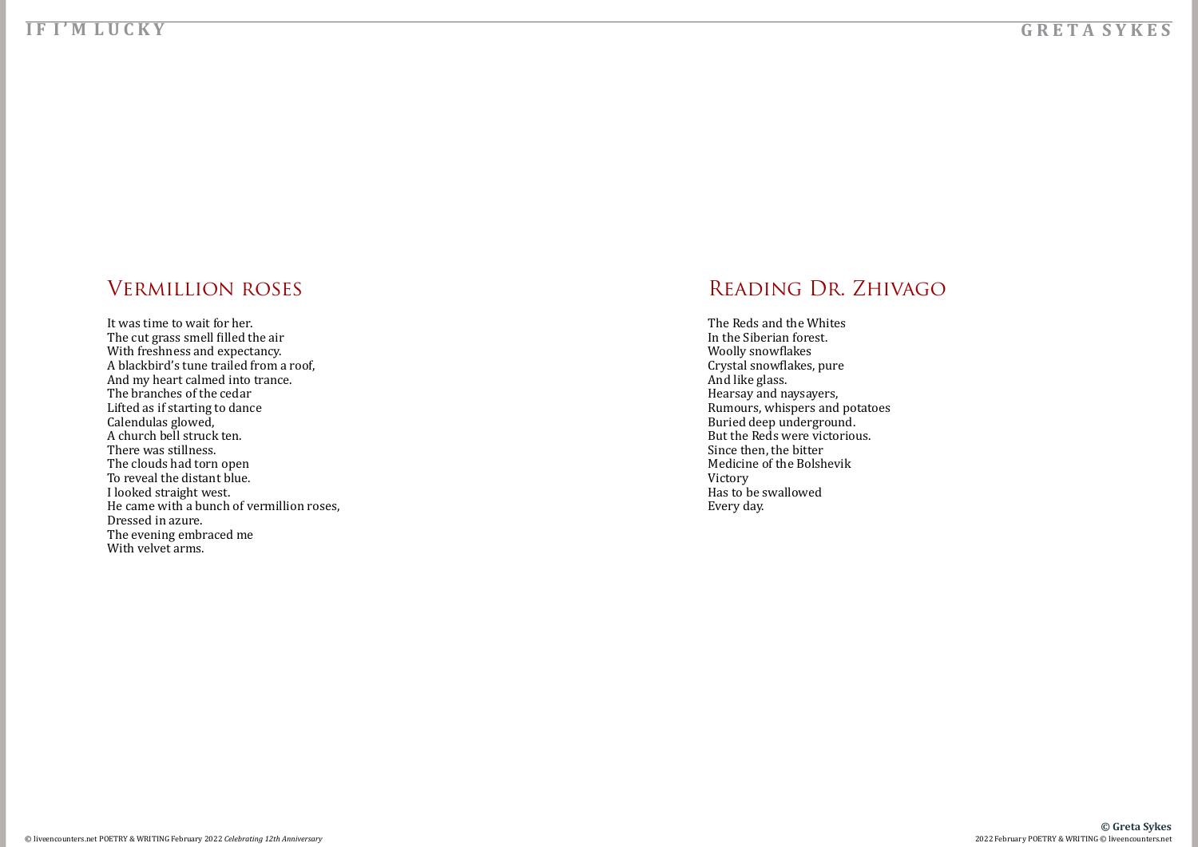## Vermillion roses

It was time to wait for her.
The cut grass smell filled the air
With freshness and expectancy.
A blackbird's tune trailed from a roof,
And my heart calmed into trance.
The branches of the cedar
Lifted as if starting to dance
Calendulas glowed,
A church bell struck ten.
There was stillness.
The clouds had torn open
To reveal the distant blue.
I looked straight west.
He came with a bunch of vermillion roses,
Dressed in azure.
The evening embraced me
With velvet arms.

## Reading Dr. Zhivago

The Reds and the Whites
In the Siberian forest.
Woolly snowflakes
Crystal snowflakes, pure
And like glass.
Hearsay and naysayers,
Rumours, whispers and potatoes
Buried deep underground.
But the Reds were victorious.
Since then, the bitter
Medicine of the Bolshevik
Victory
Has to be swallowed
Every day.

**© Greta Sykes**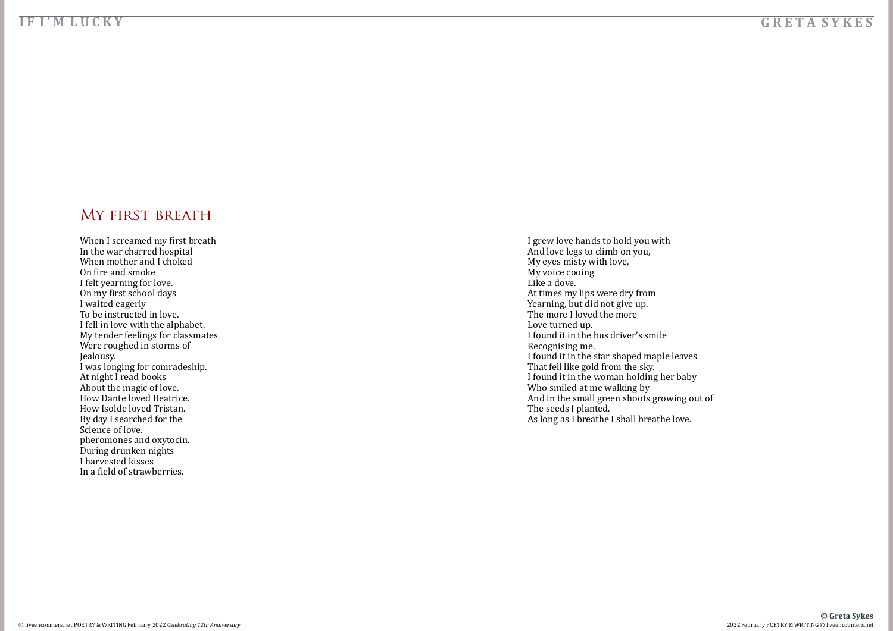## My first breath

When I screamed my first breath  
In the war charred hospital  
When mother and I choked  
On fire and smoke  
I felt yearning for love.  
On my first school days  
I waited eagerly  
To be instructed in love.  
I fell in love with the alphabet.  
My tender feelings for classmates  
Were roughed in storms of  
Jealousy.  
I was longing for comradeship.  
At night I read books  
About the magic of love.  
How Dante loved Beatrice.  
How Isolde loved Tristan.  
By day I searched for the  
Science of love.  
pheromones and oxytocin.  
During drunken nights  
I harvested kisses  
In a field of strawberries.

I grew love hands to hold you with  
And love legs to climb on you,  
My eyes misty with love,  
My voice cooing  
Like a dove.  
At times my lips were dry from  
Yearning, but did not give up.  
The more I loved the more  
Love turned up.  
I found it in the bus driver's smile  
Recognising me.  
I found it in the star shaped maple leaves  
That fell like gold from the sky.  
I found it in the woman holding her baby  
Who smiled at me walking by  
And in the small green shoots growing out of  
The seeds I planted.  
As long as I breathe I shall breathe love.

**© Greta Sykes**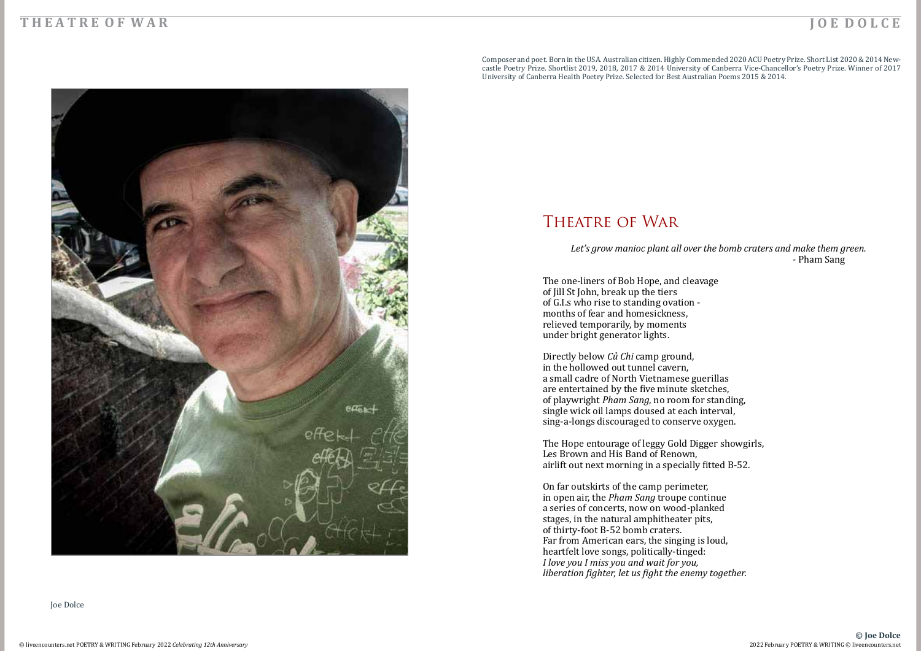Composer and poet. Born in the USA. Australian citizen. Highly Commended 2020 ACU Poetry Prize. Short List 2020 & 2014 Newcastle Poetry Prize. Shortlist 2019, 2018, 2017 & 2014 University of Canberra Vice-Chancellor's Poetry Prize. Winner of 2017 University of Canberra Health Poetry Prize. Selected for Best Australian Poems 2015 & 2014.

Joe Dolce

# Theatre of War

*Let's grow manioc plant all over the bomb craters and make them green.*
- Pham Sang

The one-liners of Bob Hope, and cleavage
of Jill St John, break up the tiers
of G.I.s who rise to standing ovation -
months of fear and homesickness,
relieved temporarily, by moments
under bright generator lights.

Directly below *Củ Chi* camp ground,
in the hollowed out tunnel cavern,
a small cadre of North Vietnamese guerillas
are entertained by the five minute sketches,
of playwright *Pham Sang*, no room for standing,
single wick oil lamps doused at each interval,
sing-a-longs discouraged to conserve oxygen.

The Hope entourage of leggy Gold Digger showgirls,
Les Brown and His Band of Renown,
airlift out next morning in a specially fitted B-52.

On far outskirts of the camp perimeter,
in open air, the *Pham Sang* troupe continue
a series of concerts, now on wood-planked
stages, in the natural amphitheater pits,
of thirty-foot B-52 bomb craters.
Far from American ears, the singing is loud,
heartfelt love songs, politically-tinged:
*I love you I miss you and wait for you,*
*liberation fighter, let us fight the enemy together.*

**© Joe Dolce**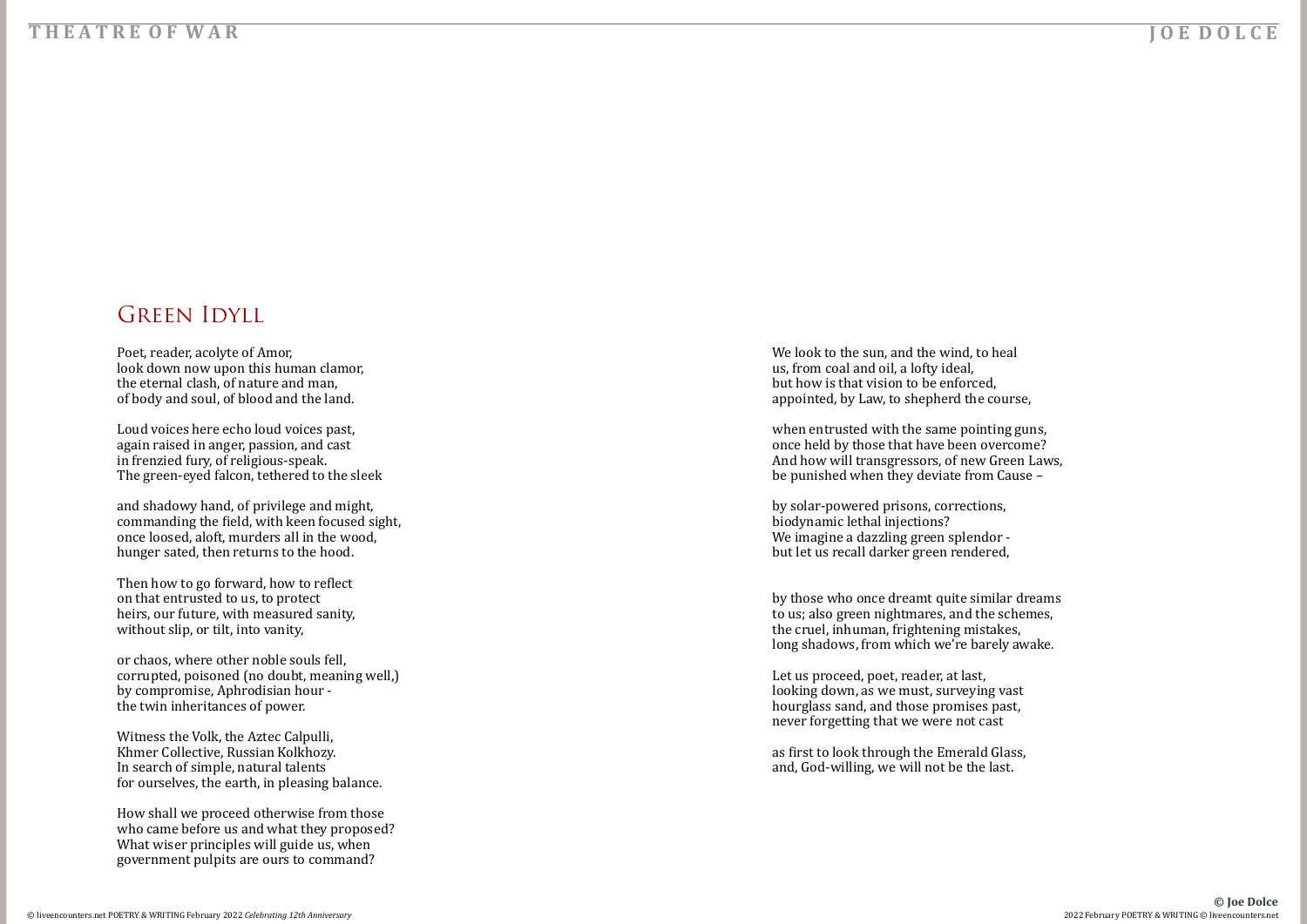# Green Idyll

Poet, reader, acolyte of Amor,
look down now upon this human clamor,
the eternal clash, of nature and man,
of body and soul, of blood and the land.

Loud voices here echo loud voices past,
again raised in anger, passion, and cast
in frenzied fury, of religious-speak.
The green-eyed falcon, tethered to the sleek

and shadowy hand, of privilege and might,
commanding the field, with keen focused sight,
once loosed, aloft, murders all in the wood,
hunger sated, then returns to the hood.

Then how to go forward, how to reflect
on that entrusted to us, to protect
heirs, our future, with measured sanity,
without slip, or tilt, into vanity,

or chaos, where other noble souls fell,
corrupted, poisoned (no doubt, meaning well,)
by compromise, Aphrodisian hour -
the twin inheritances of power.

Witness the Volk, the Aztec Calpulli,
Khmer Collective, Russian Kolkhozy.
In search of simple, natural talents
for ourselves, the earth, in pleasing balance.

How shall we proceed otherwise from those
who came before us and what they proposed?
What wiser principles will guide us, when
government pulpits are ours to command?

We look to the sun, and the wind, to heal
us, from coal and oil, a lofty ideal,
but how is that vision to be enforced,
appointed, by Law, to shepherd the course,

when entrusted with the same pointing guns,
once held by those that have been overcome?
And how will transgressors, of new Green Laws,
be punished when they deviate from Cause –

by solar-powered prisons, corrections,
biodynamic lethal injections?
We imagine a dazzling green splendor -
but let us recall darker green rendered,

by those who once dreamt quite similar dreams
to us; also green nightmares, and the schemes,
the cruel, inhuman, frightening mistakes,
long shadows, from which we're barely awake.

Let us proceed, poet, reader, at last,
looking down, as we must, surveying vast
hourglass sand, and those promises past,
never forgetting that we were not cast

as first to look through the Emerald Glass,
and, God-willing, we will not be the last.

**© Joe Dolce**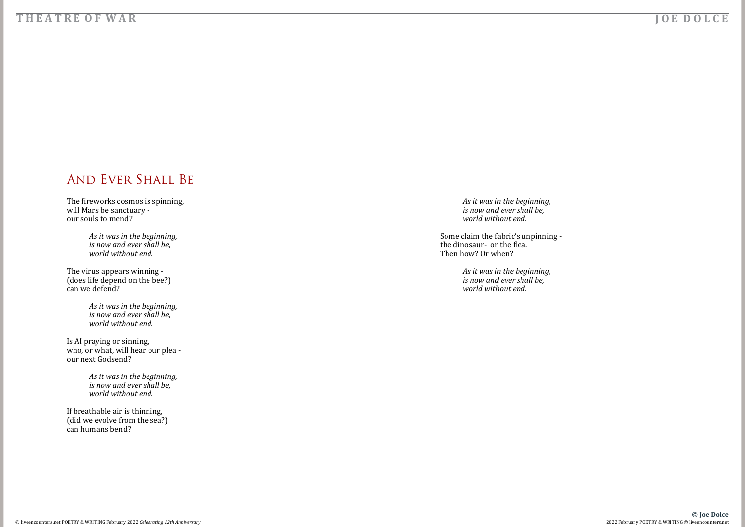# And Ever Shall Be

The fireworks cosmos is spinning,
will Mars be sanctuary -
our souls to mend?

*As it was in the beginning,*
*is now and ever shall be,*
*world without end.*

The virus appears winning -
(does life depend on the bee?)
can we defend?

*As it was in the beginning,*
*is now and ever shall be,*
*world without end.*

Is AI praying or sinning,
who, or what, will hear our plea -
our next Godsend?

*As it was in the beginning,*
*is now and ever shall be,*
*world without end.*

If breathable air is thinning,
(did we evolve from the sea?)
can humans bend?

*As it was in the beginning,*
*is now and ever shall be,*
*world without end.*

Some claim the fabric's unpinning -
the dinosaur- or the flea.
Then how? Or when?

*As it was in the beginning,*
*is now and ever shall be,*
*world without end.*

**© Joe Dolce**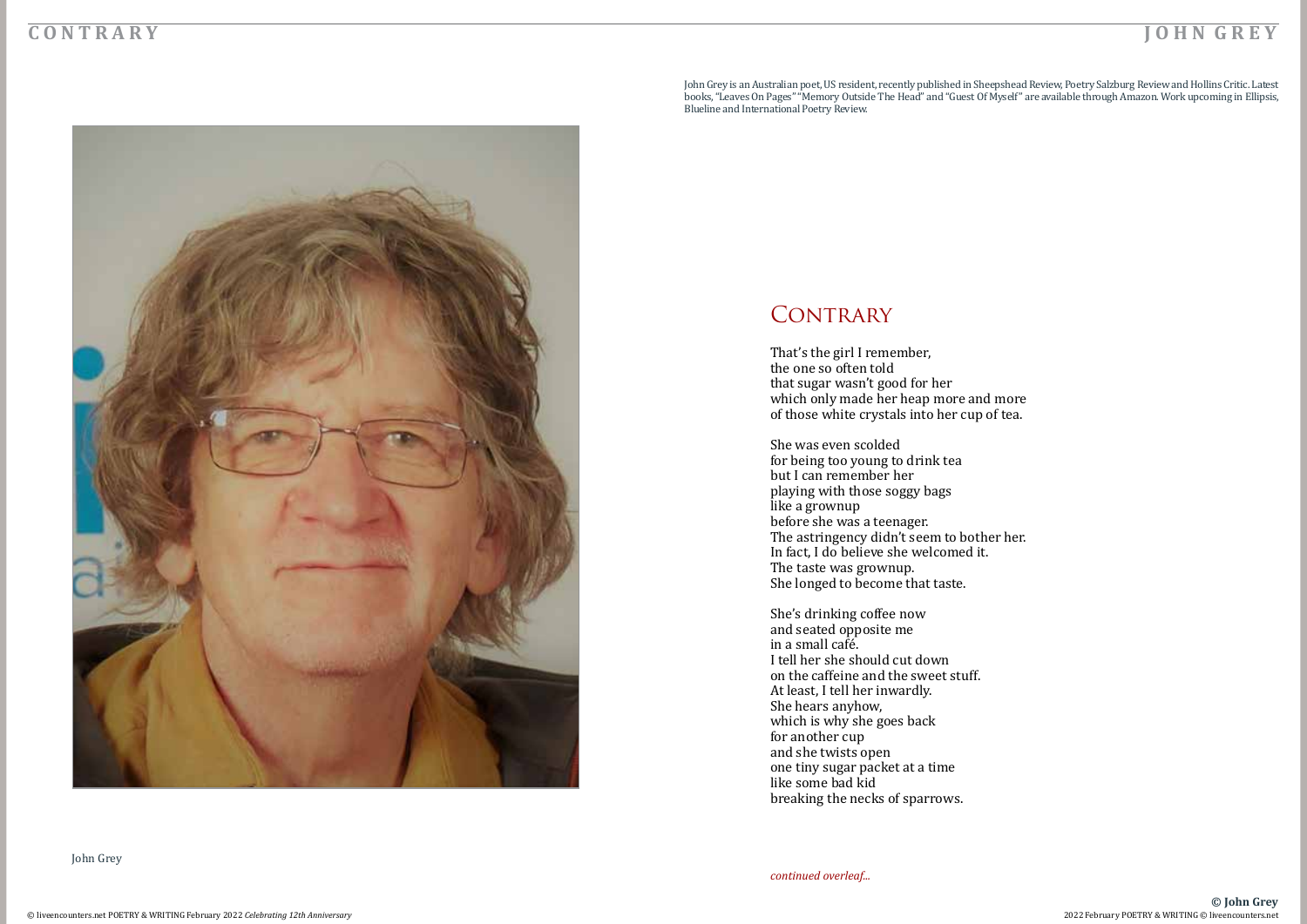John Grey is an Australian poet, US resident, recently published in Sheepshead Review, Poetry Salzburg Review and Hollins Critic. Latest books, "Leaves On Pages" "Memory Outside The Head" and "Guest Of Myself" are available through Amazon. Work upcoming in Ellipsis, Blueline and International Poetry Review.

John Grey

# Contrary

That's the girl I remember,
the one so often told
that sugar wasn't good for her
which only made her heap more and more
of those white crystals into her cup of tea.

She was even scolded
for being too young to drink tea
but I can remember her
playing with those soggy bags
like a grownup
before she was a teenager.
The astringency didn't seem to bother her.
In fact, I do believe she welcomed it.
The taste was grownup.
She longed to become that taste.

She's drinking coffee now
and seated opposite me
in a small café.
I tell her she should cut down
on the caffeine and the sweet stuff.
At least, I tell her inwardly.
She hears anyhow,
which is why she goes back
for another cup
and she twists open
one tiny sugar packet at a time
like some bad kid
breaking the necks of sparrows.

*continued overleaf...*

**© John Grey**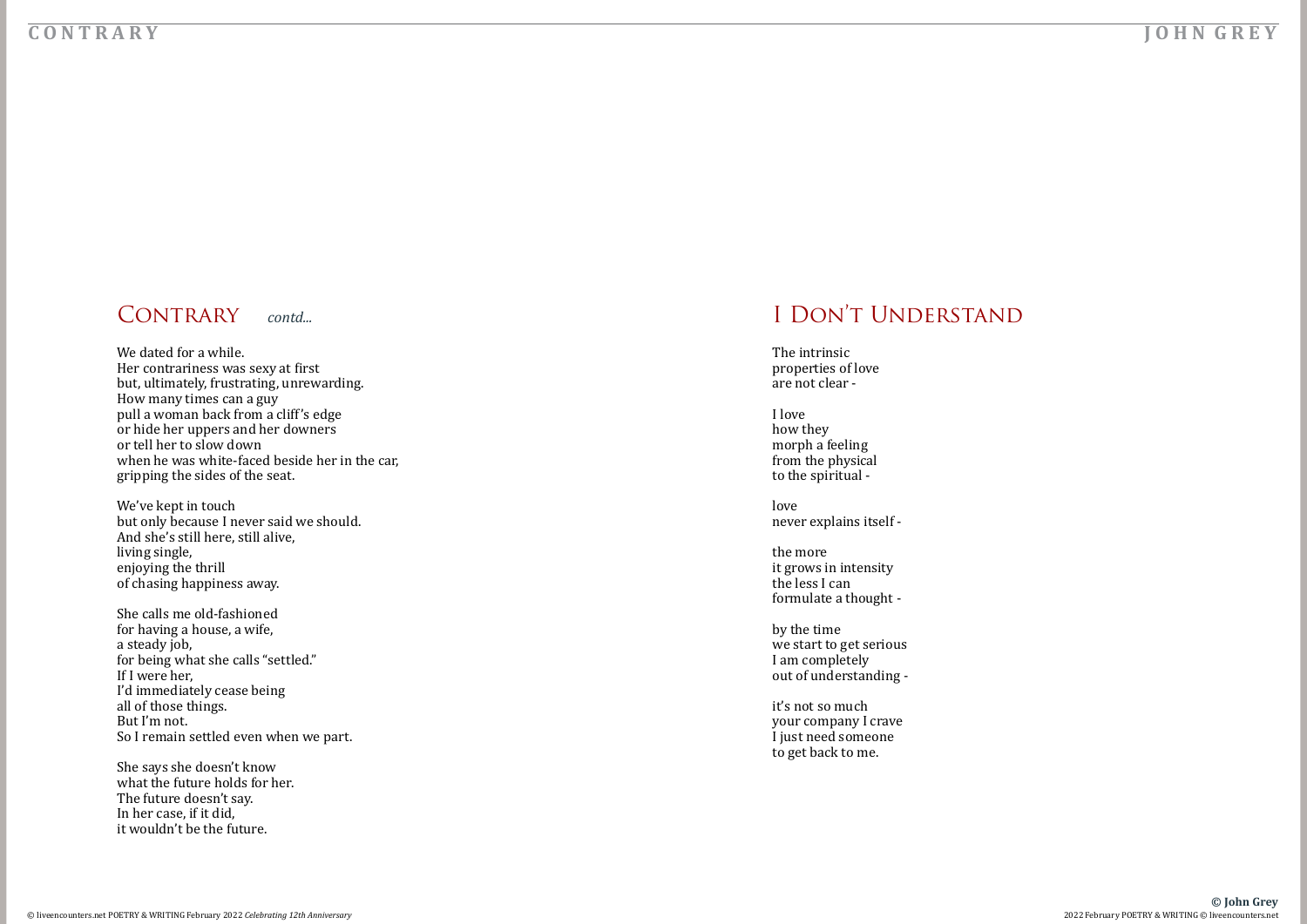## Contrary *contd...*

We dated for a while.
Her contrariness was sexy at first
but, ultimately, frustrating, unrewarding.
How many times can a guy
pull a woman back from a cliff's edge
or hide her uppers and her downers
or tell her to slow down
when he was white-faced beside her in the car,
gripping the sides of the seat.

We've kept in touch
but only because I never said we should.
And she's still here, still alive,
living single,
enjoying the thrill
of chasing happiness away.

She calls me old-fashioned
for having a house, a wife,
a steady job,
for being what she calls "settled."
If I were her,
I'd immediately cease being
all of those things.
But I'm not.
So I remain settled even when we part.

She says she doesn't know
what the future holds for her.
The future doesn't say.
In her case, if it did,
it wouldn't be the future.

## I Don't Understand

The intrinsic
properties of love
are not clear -

I love
how they
morph a feeling
from the physical
to the spiritual -

love
never explains itself -

the more
it grows in intensity
the less I can
formulate a thought -

by the time
we start to get serious
I am completely
out of understanding -

it's not so much
your company I crave
I just need someone
to get back to me.

**© John Grey**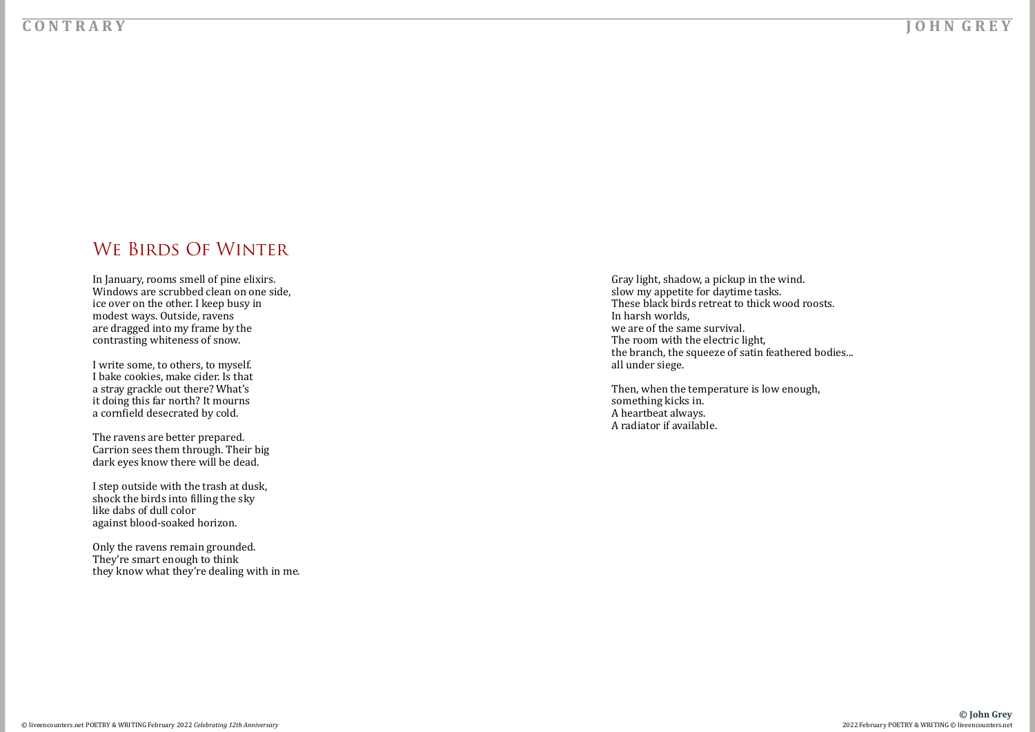# We Birds Of Winter

In January, rooms smell of pine elixirs.
Windows are scrubbed clean on one side,
ice over on the other. I keep busy in
modest ways. Outside, ravens
are dragged into my frame by the
contrasting whiteness of snow.

I write some, to others, to myself.
I bake cookies, make cider. Is that
a stray grackle out there? What's
it doing this far north? It mourns
a cornfield desecrated by cold.

The ravens are better prepared.
Carrion sees them through. Their big
dark eyes know there will be dead.

I step outside with the trash at dusk,
shock the birds into filling the sky
like dabs of dull color
against blood-soaked horizon.

Only the ravens remain grounded.
They're smart enough to think
they know what they're dealing with in me.

Gray light, shadow, a pickup in the wind.
slow my appetite for daytime tasks.
These black birds retreat to thick wood roosts.
In harsh worlds,
we are of the same survival.
The room with the electric light,
the branch, the squeeze of satin feathered bodies...
all under siege.

Then, when the temperature is low enough,
something kicks in.
A heartbeat always.
A radiator if available.

**© John Grey**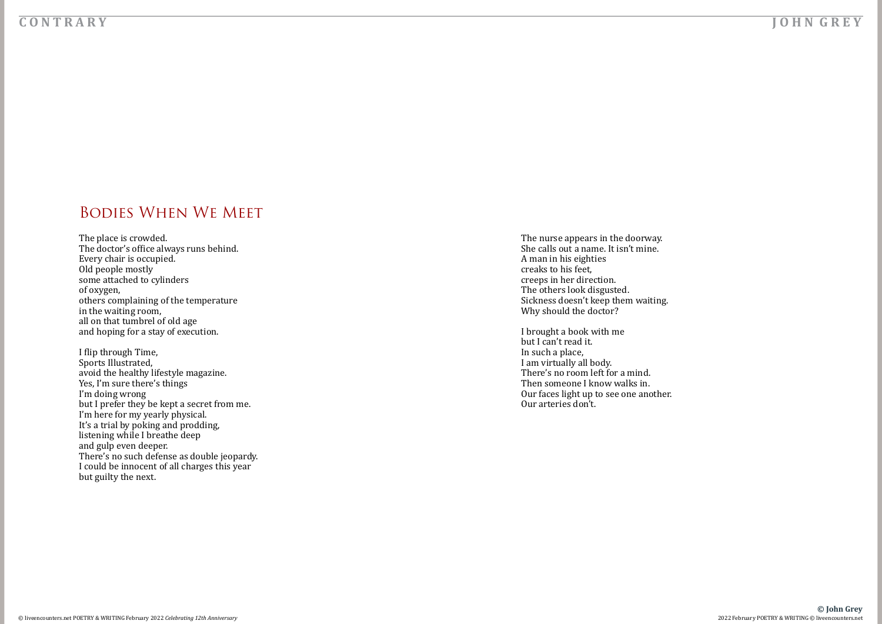# Bodies When We Meet

The place is crowded.  
The doctor's office always runs behind.  
Every chair is occupied.  
Old people mostly  
some attached to cylinders  
of oxygen,  
others complaining of the temperature  
in the waiting room,  
all on that tumbrel of old age  
and hoping for a stay of execution.

I flip through Time,  
Sports Illustrated,  
avoid the healthy lifestyle magazine.  
Yes, I'm sure there's things  
I'm doing wrong  
but I prefer they be kept a secret from me.  
I'm here for my yearly physical.  
It's a trial by poking and prodding,  
listening while I breathe deep  
and gulp even deeper.  
There's no such defense as double jeopardy.  
I could be innocent of all charges this year  
but guilty the next.

The nurse appears in the doorway.  
She calls out a name. It isn't mine.  
A man in his eighties  
creaks to his feet,  
creeps in her direction.  
The others look disgusted.  
Sickness doesn't keep them waiting.  
Why should the doctor?

I brought a book with me  
but I can't read it.  
In such a place,  
I am virtually all body.  
There's no room left for a mind.  
Then someone I know walks in.  
Our faces light up to see one another.  
Our arteries don't.

**© John Grey**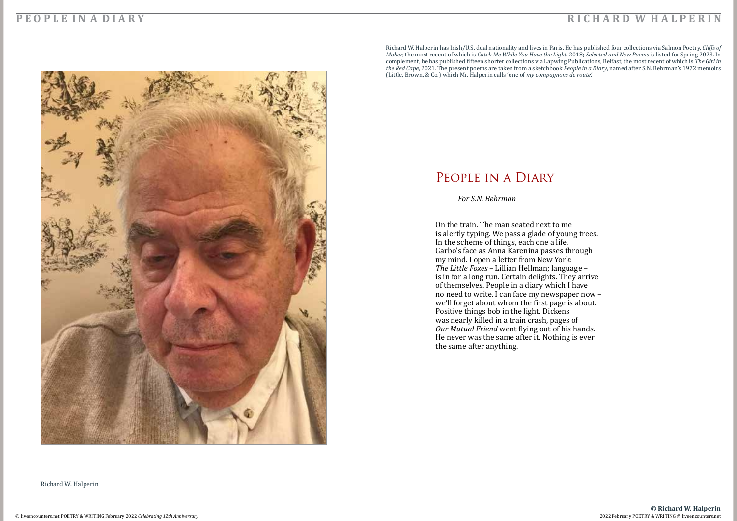Richard W. Halperin has Irish/U.S. dual nationality and lives in Paris. He has published four collections via Salmon Poetry, *Cliffs of Moher*, the most recent of which is *Catch Me While You Have the Light*, 2018; *Selected and New Poems* is listed for Spring 2023. In complement, he has published fifteen shorter collections via Lapwing Publications, Belfast, the most recent of which is *The Girl in the Red Cape*, 2021. The present poems are taken from a sketchbook *People in a Diary*, named after S.N. Behrman's 1972 memoirs (Little, Brown, & Co.) which Mr. Halperin calls 'one of *my compagnons de route*.'

Richard W. Halperin

# People in a Diary

*For S.N. Behrman*

On the train. The man seated next to me
is alertly typing. We pass a glade of young trees.
In the scheme of things, each one a life.
Garbo's face as Anna Karenina passes through
my mind. I open a letter from New York:
*The Little Foxes* – Lillian Hellman; language –
is in for a long run. Certain delights. They arrive
of themselves. People in a diary which I have
no need to write. I can face my newspaper now –
we'll forget about whom the first page is about.
Positive things bob in the light. Dickens
was nearly killed in a train crash, pages of
*Our Mutual Friend* went flying out of his hands.
He never was the same after it. Nothing is ever
the same after anything.

**© Richard W. Halperin**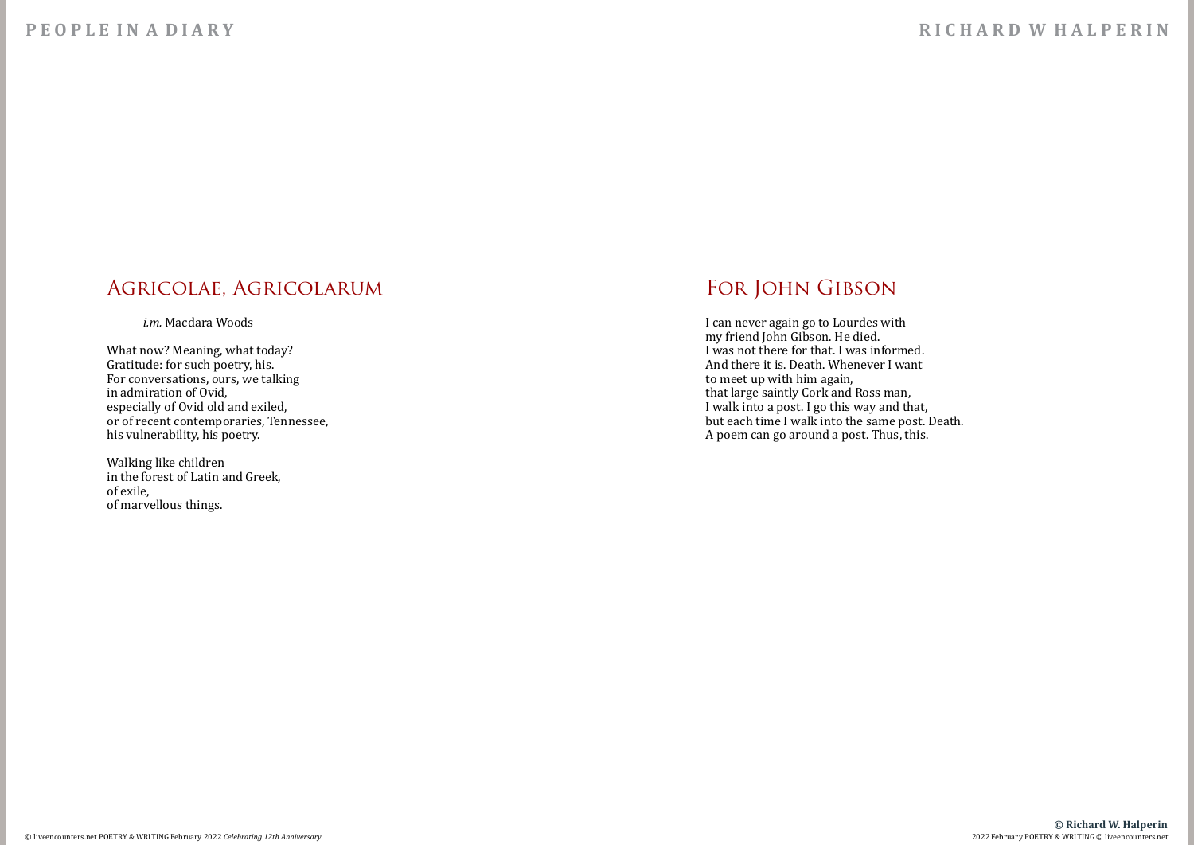## Agricolae, Agricolarum

*i.m.* Macdara Woods

What now? Meaning, what today?
Gratitude: for such poetry, his.
For conversations, ours, we talking
in admiration of Ovid,
especially of Ovid old and exiled,
or of recent contemporaries, Tennessee,
his vulnerability, his poetry.

Walking like children
in the forest of Latin and Greek,
of exile,
of marvellous things.

## For John Gibson

I can never again go to Lourdes with
my friend John Gibson. He died.
I was not there for that. I was informed.
And there it is. Death. Whenever I want
to meet up with him again,
that large saintly Cork and Ross man,
I walk into a post. I go this way and that,
but each time I walk into the same post. Death.
A poem can go around a post. Thus, this.

**© Richard W. Halperin**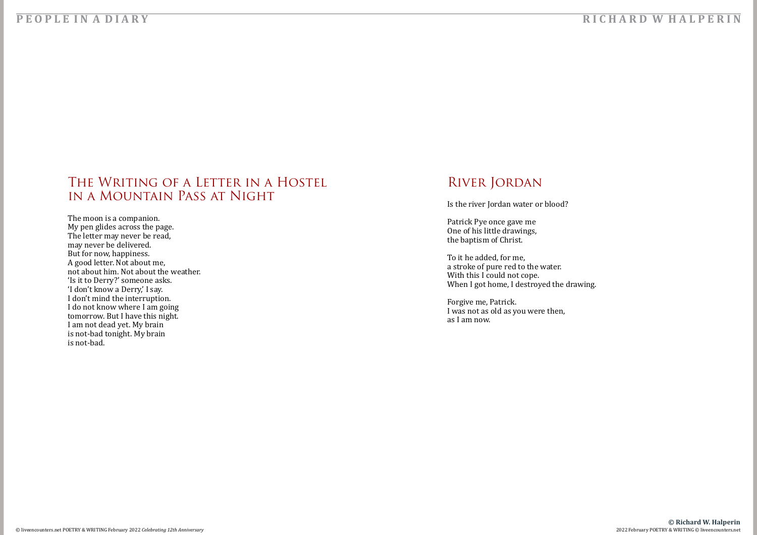## The Writing of a Letter in a Hostel in a Mountain Pass at Night

The moon is a companion.  
My pen glides across the page.  
The letter may never be read,  
may never be delivered.  
But for now, happiness.  
A good letter. Not about me,  
not about him. Not about the weather.  
'Is it to Derry?' someone asks.  
'I don't know a Derry,' I say.  
I don't mind the interruption.  
I do not know where I am going  
tomorrow. But I have this night.  
I am not dead yet. My brain  
is not-bad tonight. My brain  
is not-bad.

## River Jordan

Is the river Jordan water or blood?

Patrick Pye once gave me  
One of his little drawings,  
the baptism of Christ.

To it he added, for me,  
a stroke of pure red to the water.  
With this I could not cope.  
When I got home, I destroyed the drawing.

Forgive me, Patrick.  
I was not as old as you were then,  
as I am now.

**© Richard W. Halperin**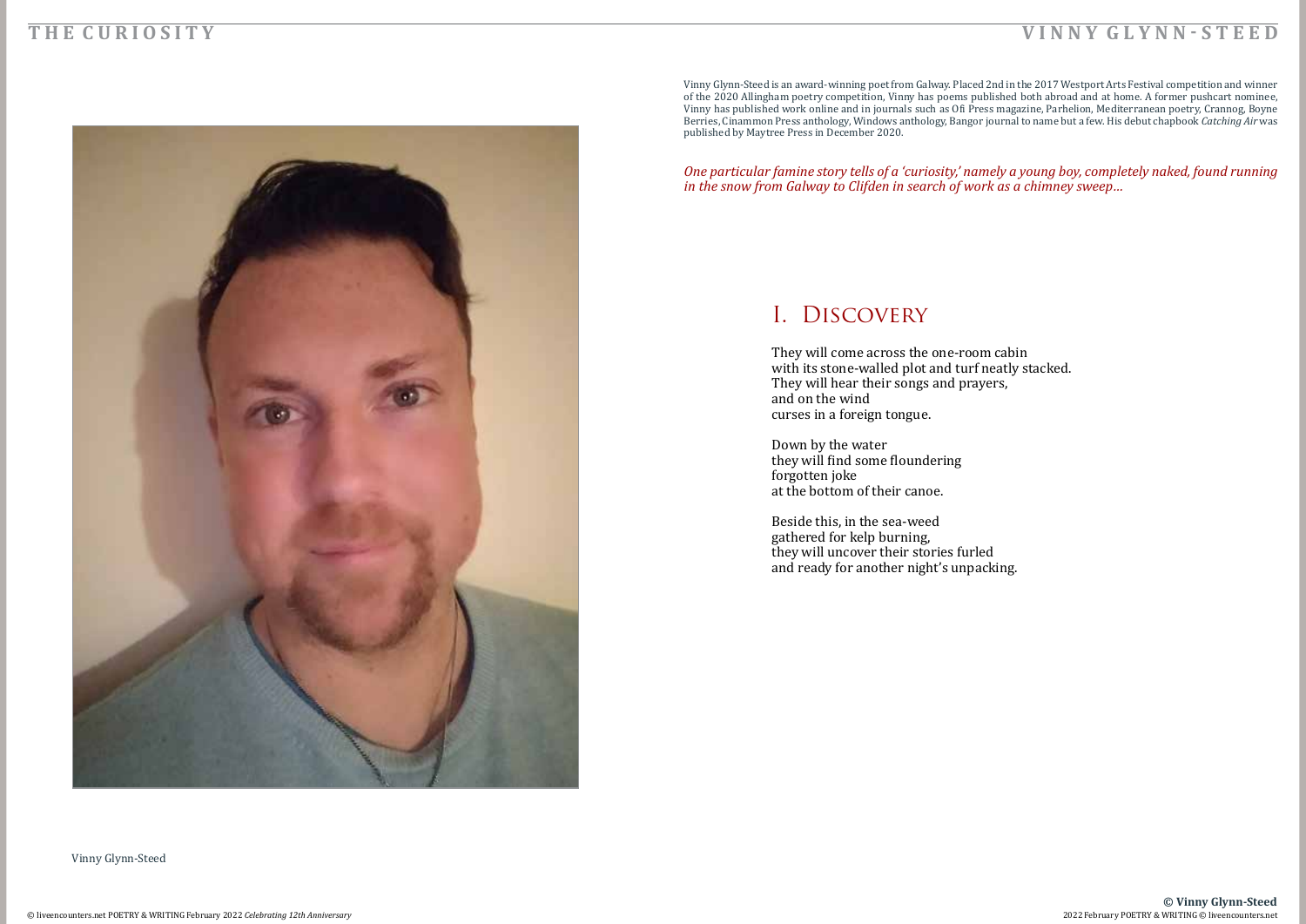Vinny Glynn-Steed is an award-winning poet from Galway. Placed 2nd in the 2017 Westport Arts Festival competition and winner of the 2020 Allingham poetry competition, Vinny has poems published both abroad and at home. A former pushcart nominee, Vinny has published work online and in journals such as Ofi Press magazine, Parhelion, Mediterranean poetry, Crannog, Boyne Berries, Cinammon Press anthology, Windows anthology, Bangor journal to name but a few. His debut chapbook *Catching Air* was published by Maytree Press in December 2020.

*One particular famine story tells of a 'curiosity,' namely a young boy, completely naked, found running in the snow from Galway to Clifden in search of work as a chimney sweep…*

## I. Discovery

They will come across the one-room cabin  
with its stone-walled plot and turf neatly stacked.  
They will hear their songs and prayers,  
and on the wind  
curses in a foreign tongue.

Down by the water  
they will find some floundering  
forgotten joke  
at the bottom of their canoe.

Beside this, in the sea-weed  
gathered for kelp burning,  
they will uncover their stories furled  
and ready for another night's unpacking.

Vinny Glynn-Steed

**© Vinny Glynn-Steed**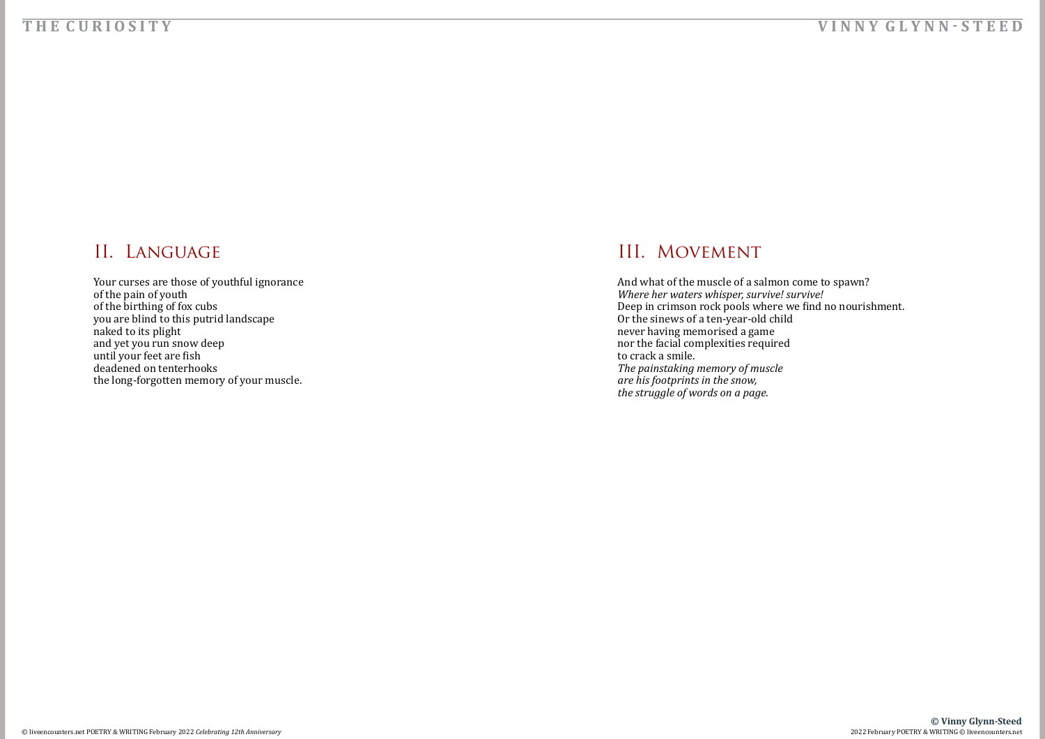## II. Language

Your curses are those of youthful ignorance
of the pain of youth
of the birthing of fox cubs
you are blind to this putrid landscape
naked to its plight
and yet you run snow deep
until your feet are fish
deadened on tenterhooks
the long-forgotten memory of your muscle.

## III. Movement

And what of the muscle of a salmon come to spawn?
*Where her waters whisper, survive! survive!*
Deep in crimson rock pools where we find no nourishment.
Or the sinews of a ten-year-old child
never having memorised a game
nor the facial complexities required
to crack a smile.
*The painstaking memory of muscle*
*are his footprints in the snow,*
*the struggle of words on a page.*

**© Vinny Glynn-Steed**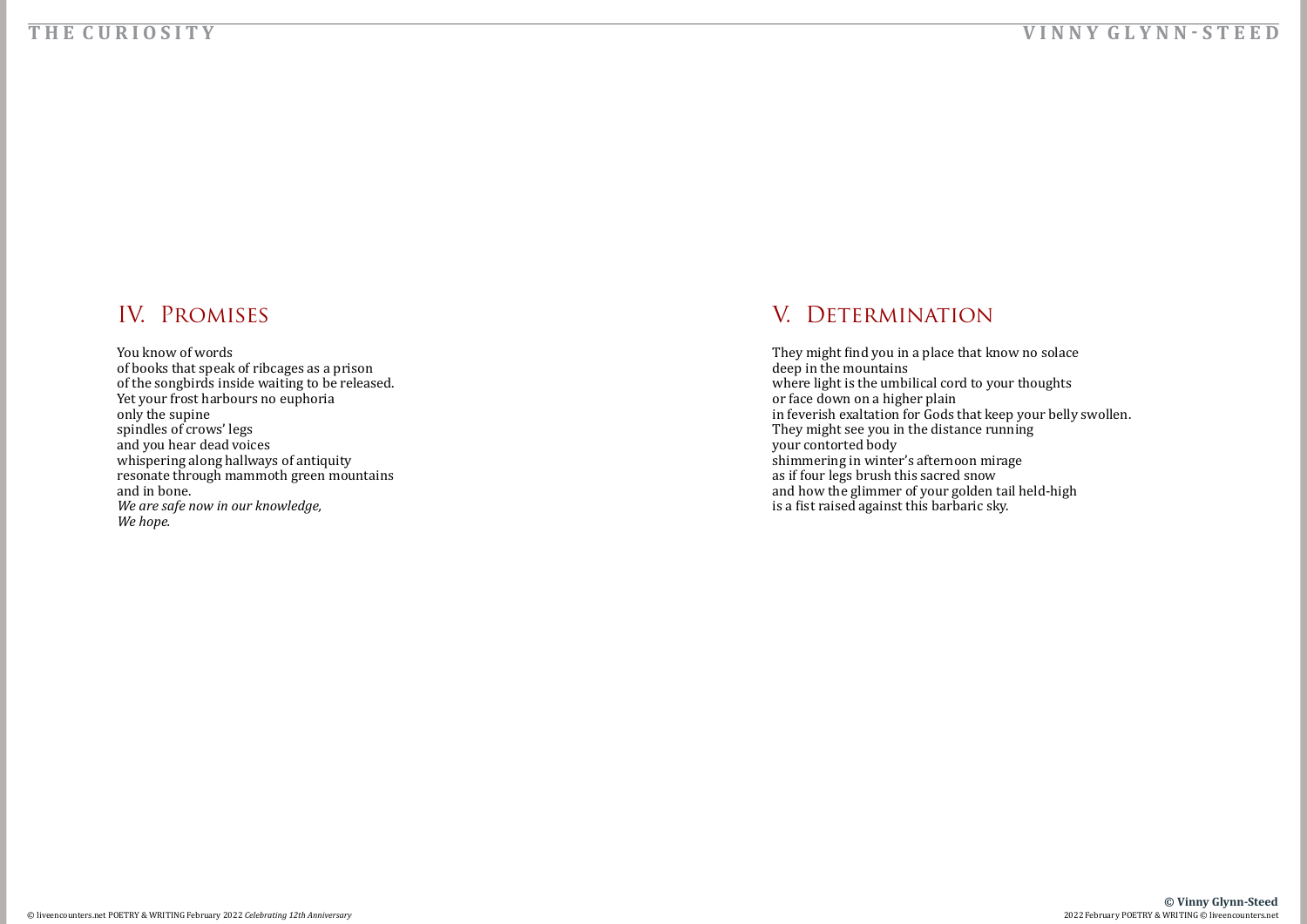## IV. Promises

You know of words
of books that speak of ribcages as a prison
of the songbirds inside waiting to be released.
Yet your frost harbours no euphoria
only the supine
spindles of crows' legs
and you hear dead voices
whispering along hallways of antiquity
resonate through mammoth green mountains
and in bone.
*We are safe now in our knowledge,*
*We hope.*

## V. Determination

They might find you in a place that know no solace
deep in the mountains
where light is the umbilical cord to your thoughts
or face down on a higher plain
in feverish exaltation for Gods that keep your belly swollen.
They might see you in the distance running
your contorted body
shimmering in winter's afternoon mirage
as if four legs brush this sacred snow
and how the glimmer of your golden tail held-high
is a fist raised against this barbaric sky.

**© Vinny Glynn-Steed**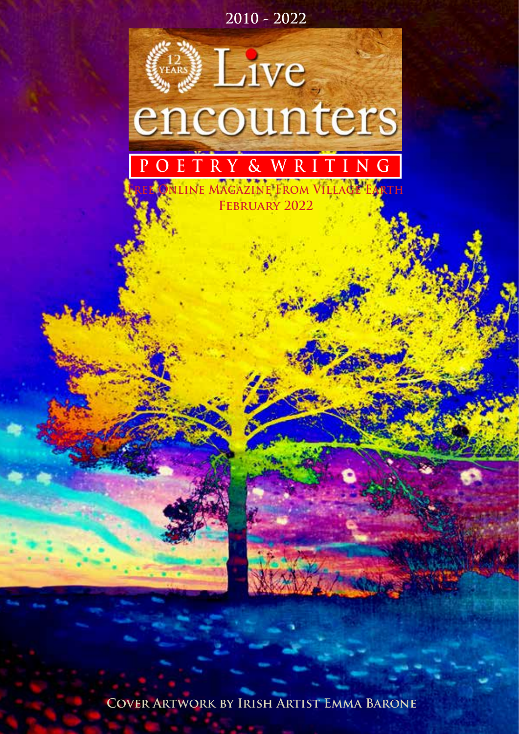2010 - 2022

12 YEARS

# Live encounters

## POETRY & WRITING

Free Online Magazine From Village Earth

February 2022

Cover Artwork by Irish Artist Emma Barone